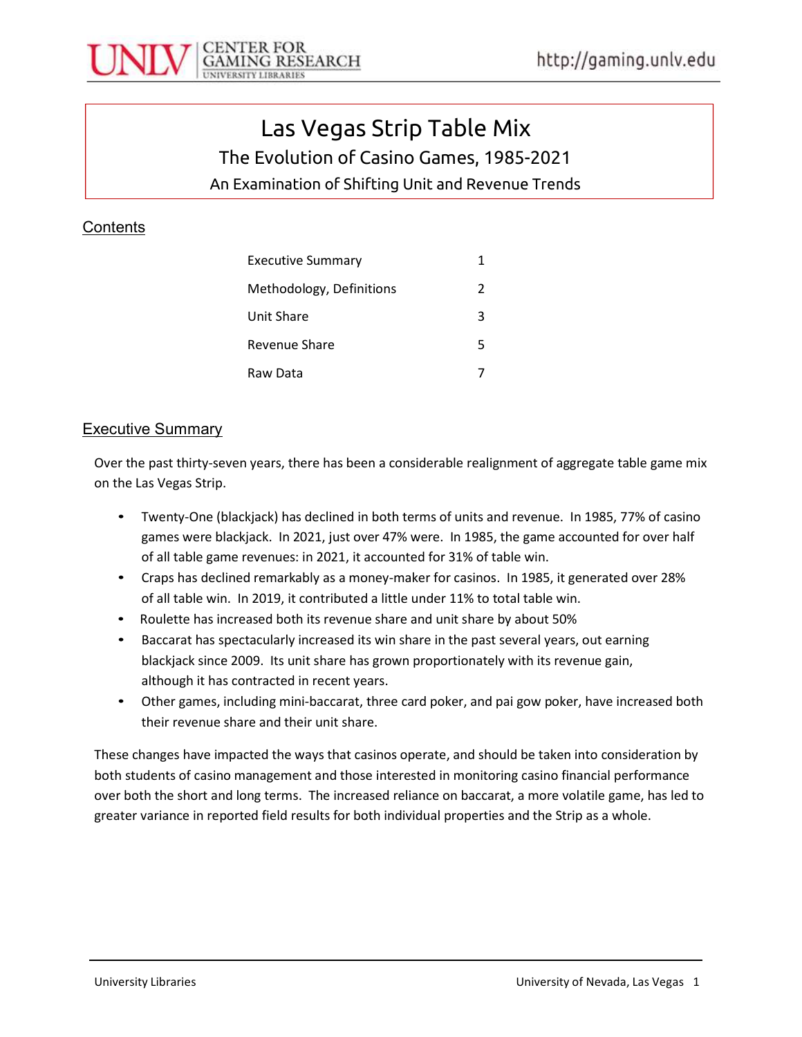# Las Vegas Strip Table Mix

## The Evolution of Casino Games, 1985-2021

### An Examination of Shifting Unit and Revenue Trends

## Contents

| | |
|---|---|
| Executive Summary | 1 |
| Methodology, Definitions | 2 |
| Unit Share | 3 |
| Revenue Share | 5 |
| Raw Data | 7 |

## Executive Summary

Over the past thirty-seven years, there has been a considerable realignment of aggregate table game mix on the Las Vegas Strip.

- Twenty-One (blackjack) has declined in both terms of units and revenue. In 1985, 77% of casino games were blackjack. In 2021, just over 47% were. In 1985, the game accounted for over half of all table game revenues: in 2021, it accounted for 31% of table win.
- Craps has declined remarkably as a money-maker for casinos. In 1985, it generated over 28% of all table win. In 2019, it contributed a little under 11% to total table win.
- Roulette has increased both its revenue share and unit share by about 50%
- Baccarat has spectacularly increased its win share in the past several years, out earning blackjack since 2009. Its unit share has grown proportionately with its revenue gain, although it has contracted in recent years.
- Other games, including mini-baccarat, three card poker, and pai gow poker, have increased both their revenue share and their unit share.

These changes have impacted the ways that casinos operate, and should be taken into consideration by both students of casino management and those interested in monitoring casino financial performance over both the short and long terms. The increased reliance on baccarat, a more volatile game, has led to greater variance in reported field results for both individual properties and the Strip as a whole.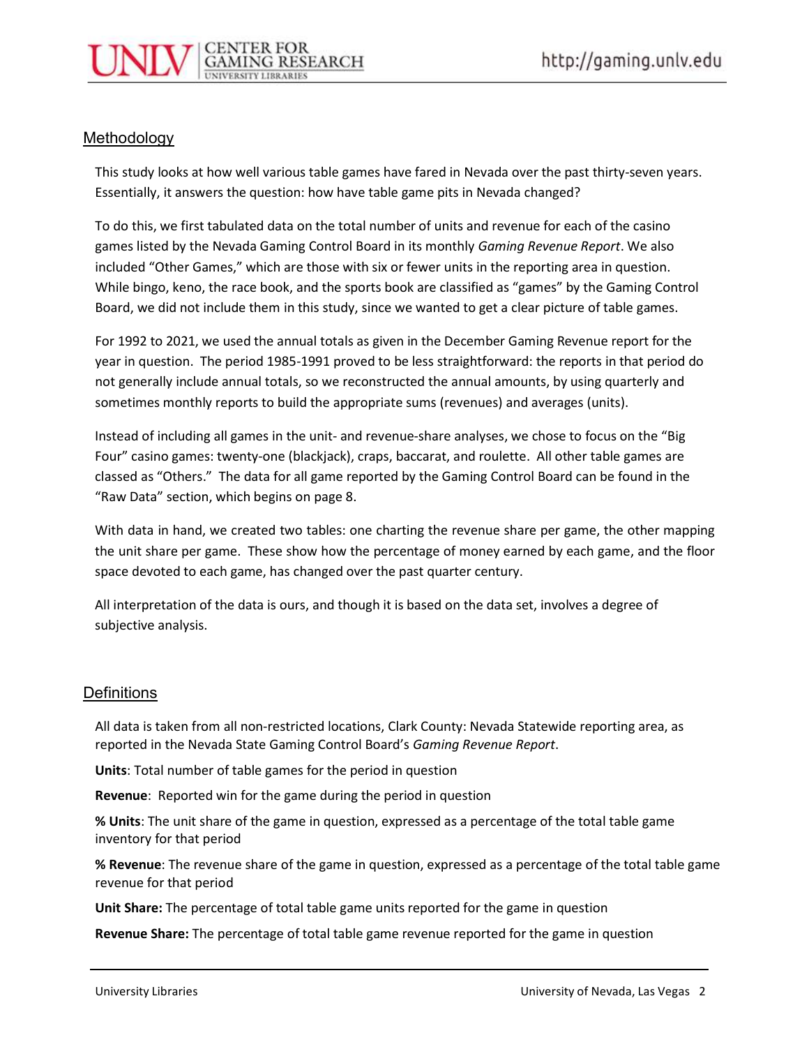## Methodology

This study looks at how well various table games have fared in Nevada over the past thirty-seven years. Essentially, it answers the question: how have table game pits in Nevada changed?

To do this, we first tabulated data on the total number of units and revenue for each of the casino games listed by the Nevada Gaming Control Board in its monthly *Gaming Revenue Report*. We also included "Other Games," which are those with six or fewer units in the reporting area in question. While bingo, keno, the race book, and the sports book are classified as "games" by the Gaming Control Board, we did not include them in this study, since we wanted to get a clear picture of table games.

For 1992 to 2021, we used the annual totals as given in the December Gaming Revenue report for the year in question. The period 1985-1991 proved to be less straightforward: the reports in that period do not generally include annual totals, so we reconstructed the annual amounts, by using quarterly and sometimes monthly reports to build the appropriate sums (revenues) and averages (units).

Instead of including all games in the unit- and revenue-share analyses, we chose to focus on the "Big Four" casino games: twenty-one (blackjack), craps, baccarat, and roulette. All other table games are classed as "Others." The data for all game reported by the Gaming Control Board can be found in the "Raw Data" section, which begins on page 8.

With data in hand, we created two tables: one charting the revenue share per game, the other mapping the unit share per game. These show how the percentage of money earned by each game, and the floor space devoted to each game, has changed over the past quarter century.

All interpretation of the data is ours, and though it is based on the data set, involves a degree of subjective analysis.

## Definitions

All data is taken from all non-restricted locations, Clark County: Nevada Statewide reporting area, as reported in the Nevada State Gaming Control Board's *Gaming Revenue Report*.

**Units**: Total number of table games for the period in question

**Revenue**: Reported win for the game during the period in question

**% Units**: The unit share of the game in question, expressed as a percentage of the total table game inventory for that period

**% Revenue**: The revenue share of the game in question, expressed as a percentage of the total table game revenue for that period

**Unit Share:** The percentage of total table game units reported for the game in question

**Revenue Share:** The percentage of total table game revenue reported for the game in question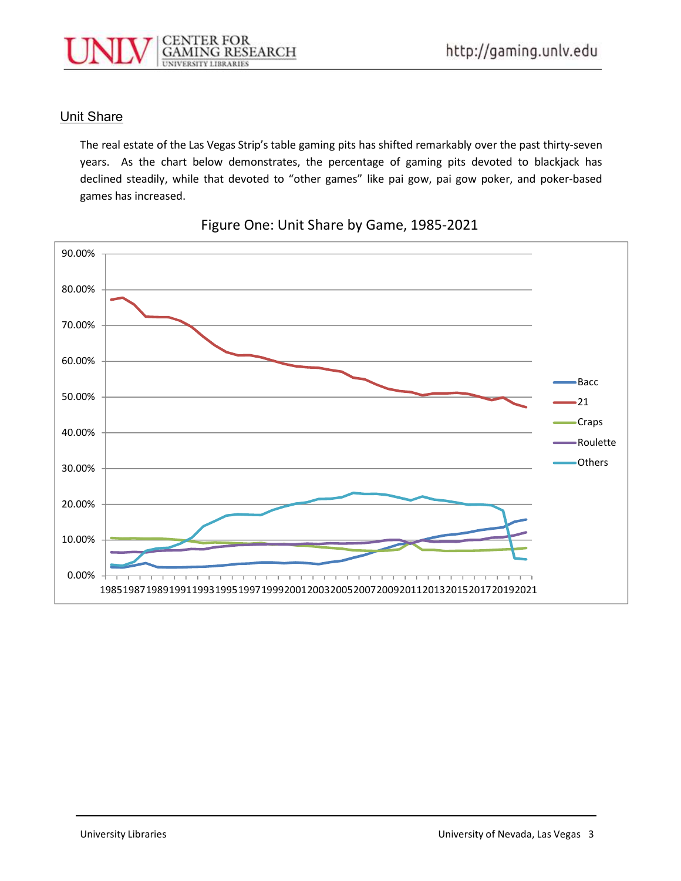## Unit Share

The real estate of the Las Vegas Strip's table gaming pits has shifted remarkably over the past thirty-seven years. As the chart below demonstrates, the percentage of gaming pits devoted to blackjack has declined steadily, while that devoted to "other games" like pai gow, pai gow poker, and poker-based games has increased.

Figure One: Unit Share by Game, 1985-2021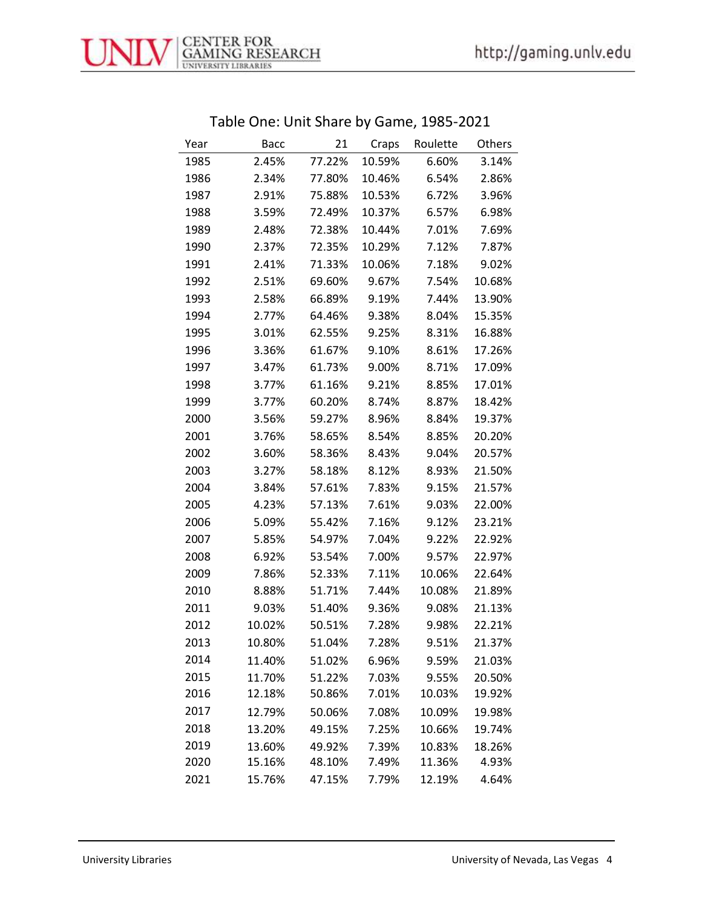## Table One: Unit Share by Game, 1985-2021

| Year | Bacc | 21 | Craps | Roulette | Others |
|---|---|---|---|---|---|
| 1985 | 2.45% | 77.22% | 10.59% | 6.60% | 3.14% |
| 1986 | 2.34% | 77.80% | 10.46% | 6.54% | 2.86% |
| 1987 | 2.91% | 75.88% | 10.53% | 6.72% | 3.96% |
| 1988 | 3.59% | 72.49% | 10.37% | 6.57% | 6.98% |
| 1989 | 2.48% | 72.38% | 10.44% | 7.01% | 7.69% |
| 1990 | 2.37% | 72.35% | 10.29% | 7.12% | 7.87% |
| 1991 | 2.41% | 71.33% | 10.06% | 7.18% | 9.02% |
| 1992 | 2.51% | 69.60% | 9.67% | 7.54% | 10.68% |
| 1993 | 2.58% | 66.89% | 9.19% | 7.44% | 13.90% |
| 1994 | 2.77% | 64.46% | 9.38% | 8.04% | 15.35% |
| 1995 | 3.01% | 62.55% | 9.25% | 8.31% | 16.88% |
| 1996 | 3.36% | 61.67% | 9.10% | 8.61% | 17.26% |
| 1997 | 3.47% | 61.73% | 9.00% | 8.71% | 17.09% |
| 1998 | 3.77% | 61.16% | 9.21% | 8.85% | 17.01% |
| 1999 | 3.77% | 60.20% | 8.74% | 8.87% | 18.42% |
| 2000 | 3.56% | 59.27% | 8.96% | 8.84% | 19.37% |
| 2001 | 3.76% | 58.65% | 8.54% | 8.85% | 20.20% |
| 2002 | 3.60% | 58.36% | 8.43% | 9.04% | 20.57% |
| 2003 | 3.27% | 58.18% | 8.12% | 8.93% | 21.50% |
| 2004 | 3.84% | 57.61% | 7.83% | 9.15% | 21.57% |
| 2005 | 4.23% | 57.13% | 7.61% | 9.03% | 22.00% |
| 2006 | 5.09% | 55.42% | 7.16% | 9.12% | 23.21% |
| 2007 | 5.85% | 54.97% | 7.04% | 9.22% | 22.92% |
| 2008 | 6.92% | 53.54% | 7.00% | 9.57% | 22.97% |
| 2009 | 7.86% | 52.33% | 7.11% | 10.06% | 22.64% |
| 2010 | 8.88% | 51.71% | 7.44% | 10.08% | 21.89% |
| 2011 | 9.03% | 51.40% | 9.36% | 9.08% | 21.13% |
| 2012 | 10.02% | 50.51% | 7.28% | 9.98% | 22.21% |
| 2013 | 10.80% | 51.04% | 7.28% | 9.51% | 21.37% |
| 2014 | 11.40% | 51.02% | 6.96% | 9.59% | 21.03% |
| 2015 | 11.70% | 51.22% | 7.03% | 9.55% | 20.50% |
| 2016 | 12.18% | 50.86% | 7.01% | 10.03% | 19.92% |
| 2017 | 12.79% | 50.06% | 7.08% | 10.09% | 19.98% |
| 2018 | 13.20% | 49.15% | 7.25% | 10.66% | 19.74% |
| 2019 | 13.60% | 49.92% | 7.39% | 10.83% | 18.26% |
| 2020 | 15.16% | 48.10% | 7.49% | 11.36% | 4.93% |
| 2021 | 15.76% | 47.15% | 7.79% | 12.19% | 4.64% |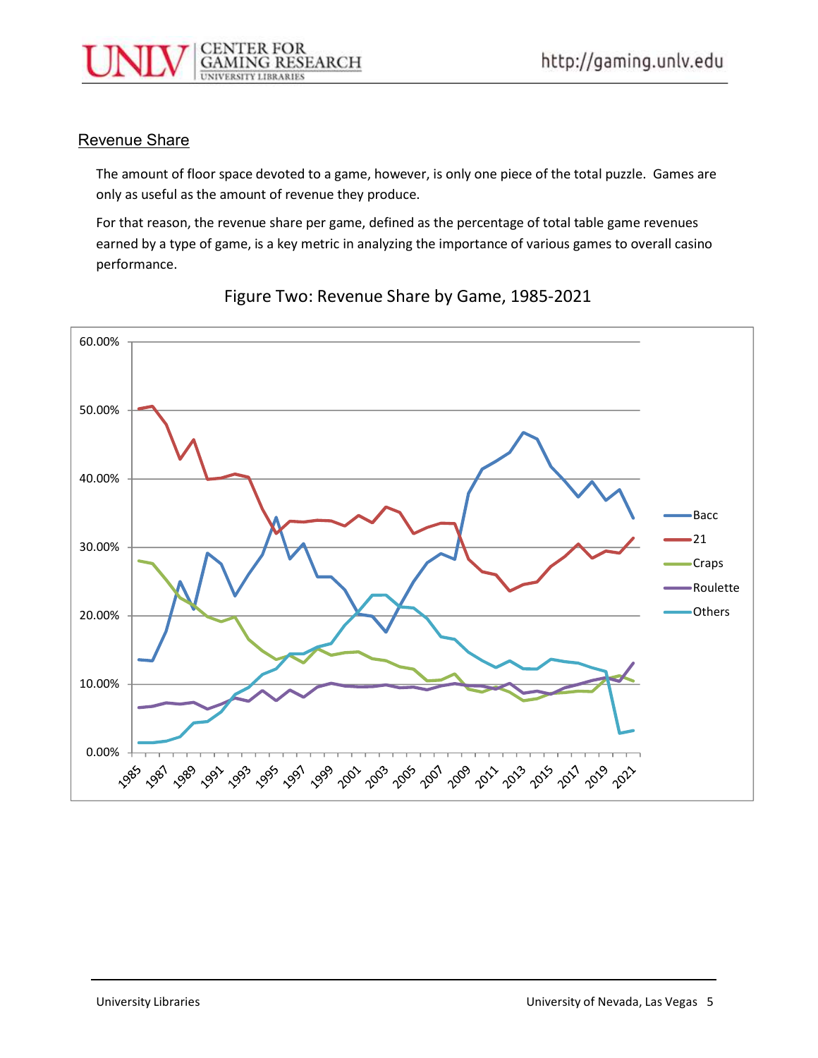## Revenue Share

The amount of floor space devoted to a game, however, is only one piece of the total puzzle. Games are only as useful as the amount of revenue they produce.

For that reason, the revenue share per game, defined as the percentage of total table game revenues earned by a type of game, is a key metric in analyzing the importance of various games to overall casino performance.

Figure Two: Revenue Share by Game, 1985-2021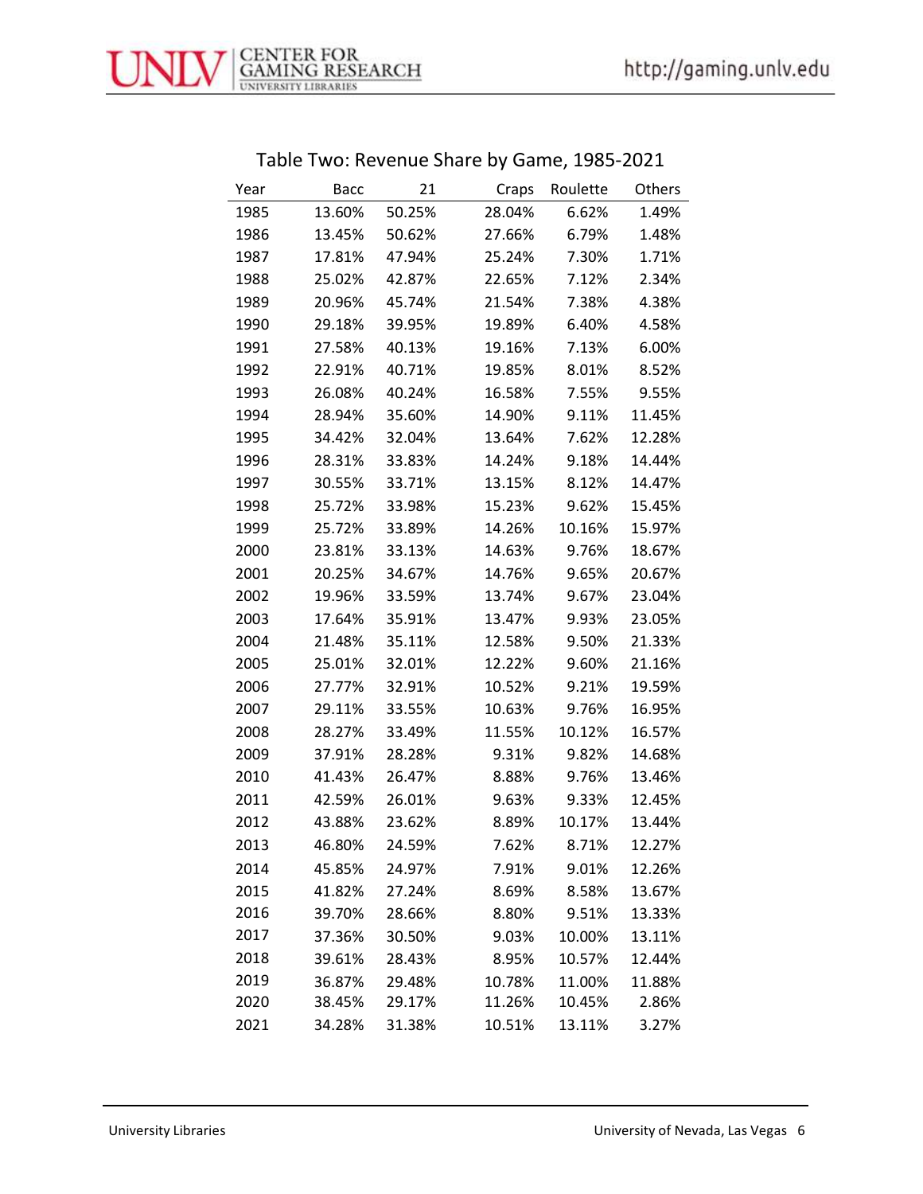Table Two: Revenue Share by Game, 1985-2021

| Year | Bacc | 21 | Craps | Roulette | Others |
|---|---|---|---|---|---|
| 1985 | 13.60% | 50.25% | 28.04% | 6.62% | 1.49% |
| 1986 | 13.45% | 50.62% | 27.66% | 6.79% | 1.48% |
| 1987 | 17.81% | 47.94% | 25.24% | 7.30% | 1.71% |
| 1988 | 25.02% | 42.87% | 22.65% | 7.12% | 2.34% |
| 1989 | 20.96% | 45.74% | 21.54% | 7.38% | 4.38% |
| 1990 | 29.18% | 39.95% | 19.89% | 6.40% | 4.58% |
| 1991 | 27.58% | 40.13% | 19.16% | 7.13% | 6.00% |
| 1992 | 22.91% | 40.71% | 19.85% | 8.01% | 8.52% |
| 1993 | 26.08% | 40.24% | 16.58% | 7.55% | 9.55% |
| 1994 | 28.94% | 35.60% | 14.90% | 9.11% | 11.45% |
| 1995 | 34.42% | 32.04% | 13.64% | 7.62% | 12.28% |
| 1996 | 28.31% | 33.83% | 14.24% | 9.18% | 14.44% |
| 1997 | 30.55% | 33.71% | 13.15% | 8.12% | 14.47% |
| 1998 | 25.72% | 33.98% | 15.23% | 9.62% | 15.45% |
| 1999 | 25.72% | 33.89% | 14.26% | 10.16% | 15.97% |
| 2000 | 23.81% | 33.13% | 14.63% | 9.76% | 18.67% |
| 2001 | 20.25% | 34.67% | 14.76% | 9.65% | 20.67% |
| 2002 | 19.96% | 33.59% | 13.74% | 9.67% | 23.04% |
| 2003 | 17.64% | 35.91% | 13.47% | 9.93% | 23.05% |
| 2004 | 21.48% | 35.11% | 12.58% | 9.50% | 21.33% |
| 2005 | 25.01% | 32.01% | 12.22% | 9.60% | 21.16% |
| 2006 | 27.77% | 32.91% | 10.52% | 9.21% | 19.59% |
| 2007 | 29.11% | 33.55% | 10.63% | 9.76% | 16.95% |
| 2008 | 28.27% | 33.49% | 11.55% | 10.12% | 16.57% |
| 2009 | 37.91% | 28.28% | 9.31% | 9.82% | 14.68% |
| 2010 | 41.43% | 26.47% | 8.88% | 9.76% | 13.46% |
| 2011 | 42.59% | 26.01% | 9.63% | 9.33% | 12.45% |
| 2012 | 43.88% | 23.62% | 8.89% | 10.17% | 13.44% |
| 2013 | 46.80% | 24.59% | 7.62% | 8.71% | 12.27% |
| 2014 | 45.85% | 24.97% | 7.91% | 9.01% | 12.26% |
| 2015 | 41.82% | 27.24% | 8.69% | 8.58% | 13.67% |
| 2016 | 39.70% | 28.66% | 8.80% | 9.51% | 13.33% |
| 2017 | 37.36% | 30.50% | 9.03% | 10.00% | 13.11% |
| 2018 | 39.61% | 28.43% | 8.95% | 10.57% | 12.44% |
| 2019 | 36.87% | 29.48% | 10.78% | 11.00% | 11.88% |
| 2020 | 38.45% | 29.17% | 11.26% | 10.45% | 2.86% |
| 2021 | 34.28% | 31.38% | 10.51% | 13.11% | 3.27% |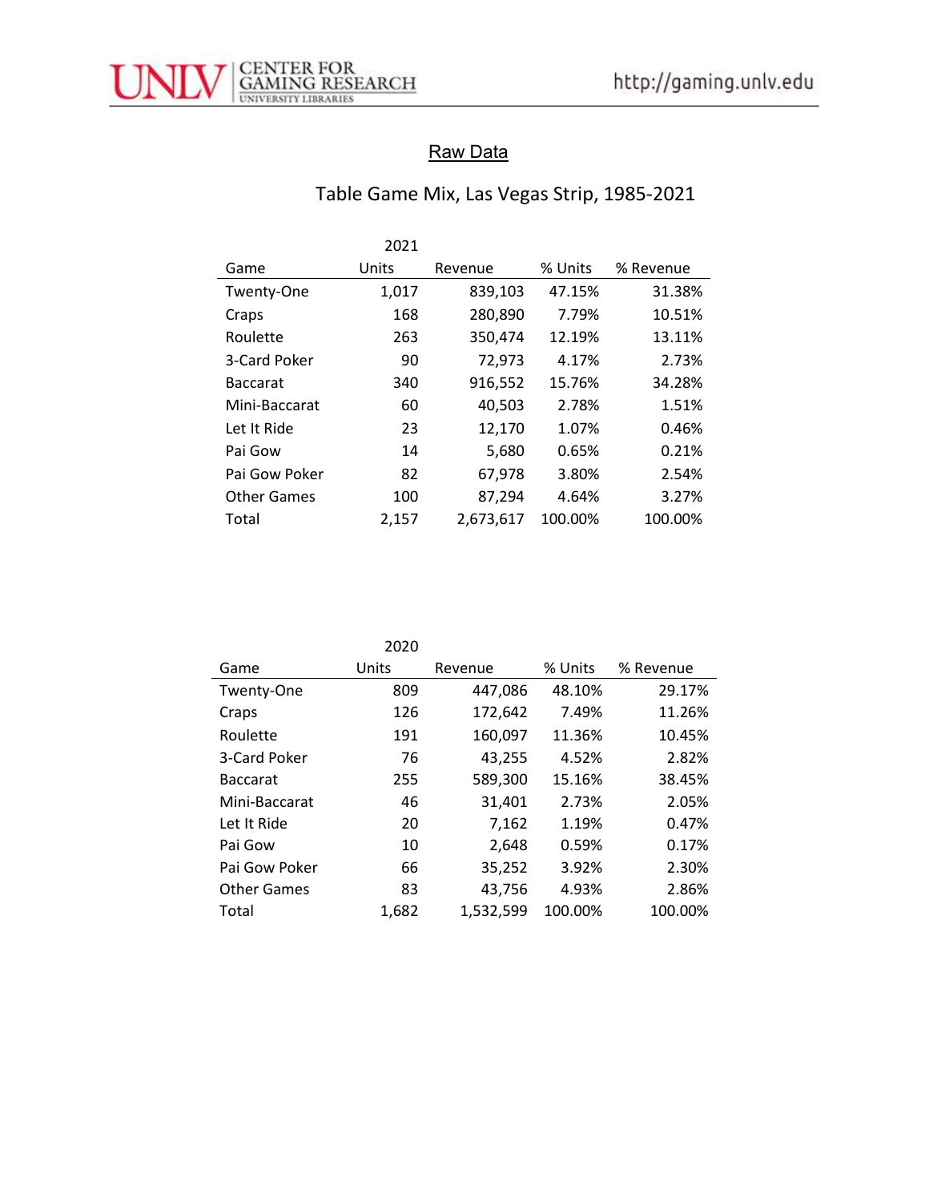## Raw Data

### Table Game Mix, Las Vegas Strip, 1985-2021

| | 2021 | | | |
|---|---|---|---|---|
| Game | Units | Revenue | % Units | % Revenue |
| Twenty-One | 1,017 | 839,103 | 47.15% | 31.38% |
| Craps | 168 | 280,890 | 7.79% | 10.51% |
| Roulette | 263 | 350,474 | 12.19% | 13.11% |
| 3-Card Poker | 90 | 72,973 | 4.17% | 2.73% |
| Baccarat | 340 | 916,552 | 15.76% | 34.28% |
| Mini-Baccarat | 60 | 40,503 | 2.78% | 1.51% |
| Let It Ride | 23 | 12,170 | 1.07% | 0.46% |
| Pai Gow | 14 | 5,680 | 0.65% | 0.21% |
| Pai Gow Poker | 82 | 67,978 | 3.80% | 2.54% |
| Other Games | 100 | 87,294 | 4.64% | 3.27% |
| Total | 2,157 | 2,673,617 | 100.00% | 100.00% |

| | 2020 | | | |
|---|---|---|---|---|
| Game | Units | Revenue | % Units | % Revenue |
| Twenty-One | 809 | 447,086 | 48.10% | 29.17% |
| Craps | 126 | 172,642 | 7.49% | 11.26% |
| Roulette | 191 | 160,097 | 11.36% | 10.45% |
| 3-Card Poker | 76 | 43,255 | 4.52% | 2.82% |
| Baccarat | 255 | 589,300 | 15.16% | 38.45% |
| Mini-Baccarat | 46 | 31,401 | 2.73% | 2.05% |
| Let It Ride | 20 | 7,162 | 1.19% | 0.47% |
| Pai Gow | 10 | 2,648 | 0.59% | 0.17% |
| Pai Gow Poker | 66 | 35,252 | 3.92% | 2.30% |
| Other Games | 83 | 43,756 | 4.93% | 2.86% |
| Total | 1,682 | 1,532,599 | 100.00% | 100.00% |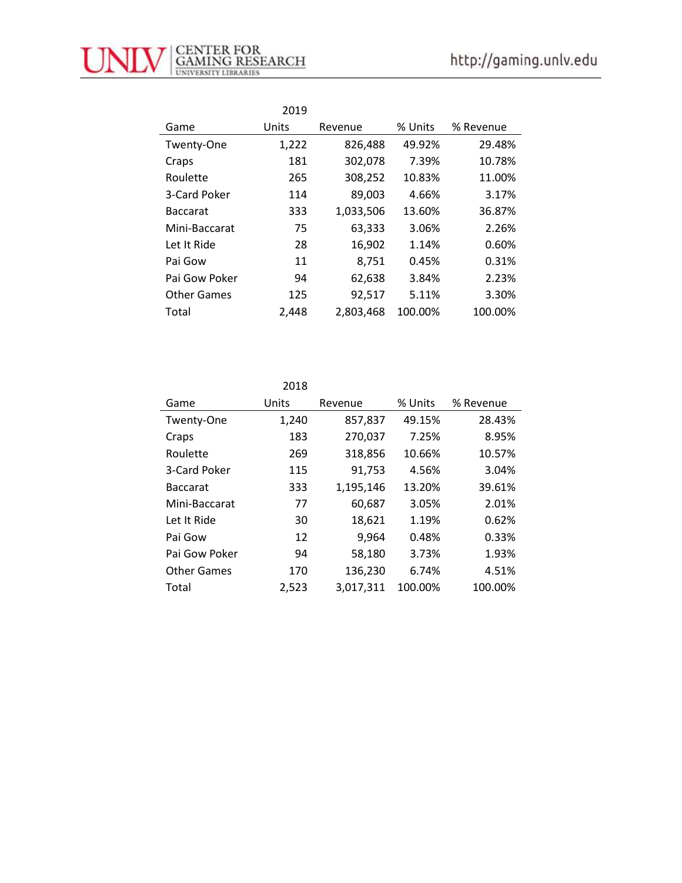| 2019 | | | | |
|---|---|---|---|---|
| Game | Units | Revenue | % Units | % Revenue |
| Twenty-One | 1,222 | 826,488 | 49.92% | 29.48% |
| Craps | 181 | 302,078 | 7.39% | 10.78% |
| Roulette | 265 | 308,252 | 10.83% | 11.00% |
| 3-Card Poker | 114 | 89,003 | 4.66% | 3.17% |
| Baccarat | 333 | 1,033,506 | 13.60% | 36.87% |
| Mini-Baccarat | 75 | 63,333 | 3.06% | 2.26% |
| Let It Ride | 28 | 16,902 | 1.14% | 0.60% |
| Pai Gow | 11 | 8,751 | 0.45% | 0.31% |
| Pai Gow Poker | 94 | 62,638 | 3.84% | 2.23% |
| Other Games | 125 | 92,517 | 5.11% | 3.30% |
| Total | 2,448 | 2,803,468 | 100.00% | 100.00% |

| 2018 | | | | |
|---|---|---|---|---|
| Game | Units | Revenue | % Units | % Revenue |
| Twenty-One | 1,240 | 857,837 | 49.15% | 28.43% |
| Craps | 183 | 270,037 | 7.25% | 8.95% |
| Roulette | 269 | 318,856 | 10.66% | 10.57% |
| 3-Card Poker | 115 | 91,753 | 4.56% | 3.04% |
| Baccarat | 333 | 1,195,146 | 13.20% | 39.61% |
| Mini-Baccarat | 77 | 60,687 | 3.05% | 2.01% |
| Let It Ride | 30 | 18,621 | 1.19% | 0.62% |
| Pai Gow | 12 | 9,964 | 0.48% | 0.33% |
| Pai Gow Poker | 94 | 58,180 | 3.73% | 1.93% |
| Other Games | 170 | 136,230 | 6.74% | 4.51% |
| Total | 2,523 | 3,017,311 | 100.00% | 100.00% |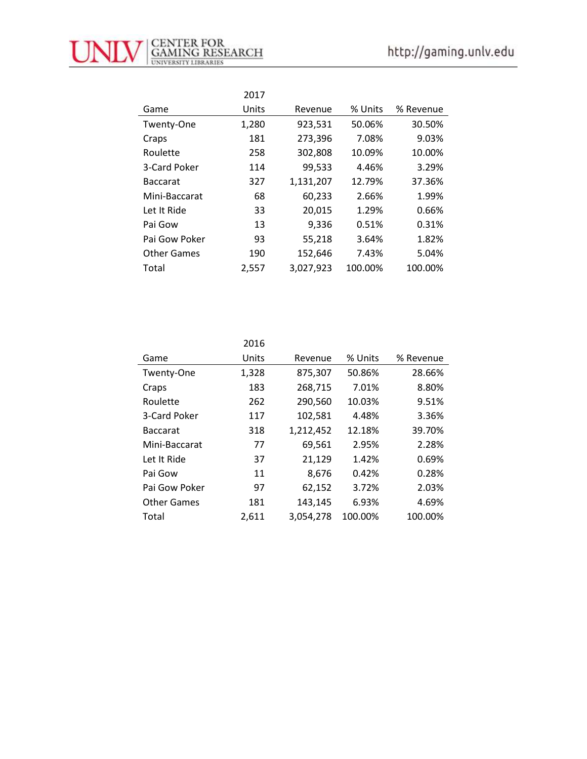| Game | 2017 Units | Revenue | % Units | % Revenue |
|---|---|---|---|---|
| Twenty-One | 1,280 | 923,531 | 50.06% | 30.50% |
| Craps | 181 | 273,396 | 7.08% | 9.03% |
| Roulette | 258 | 302,808 | 10.09% | 10.00% |
| 3-Card Poker | 114 | 99,533 | 4.46% | 3.29% |
| Baccarat | 327 | 1,131,207 | 12.79% | 37.36% |
| Mini-Baccarat | 68 | 60,233 | 2.66% | 1.99% |
| Let It Ride | 33 | 20,015 | 1.29% | 0.66% |
| Pai Gow | 13 | 9,336 | 0.51% | 0.31% |
| Pai Gow Poker | 93 | 55,218 | 3.64% | 1.82% |
| Other Games | 190 | 152,646 | 7.43% | 5.04% |
| Total | 2,557 | 3,027,923 | 100.00% | 100.00% |

| Game | 2016 Units | Revenue | % Units | % Revenue |
|---|---|---|---|---|
| Twenty-One | 1,328 | 875,307 | 50.86% | 28.66% |
| Craps | 183 | 268,715 | 7.01% | 8.80% |
| Roulette | 262 | 290,560 | 10.03% | 9.51% |
| 3-Card Poker | 117 | 102,581 | 4.48% | 3.36% |
| Baccarat | 318 | 1,212,452 | 12.18% | 39.70% |
| Mini-Baccarat | 77 | 69,561 | 2.95% | 2.28% |
| Let It Ride | 37 | 21,129 | 1.42% | 0.69% |
| Pai Gow | 11 | 8,676 | 0.42% | 0.28% |
| Pai Gow Poker | 97 | 62,152 | 3.72% | 2.03% |
| Other Games | 181 | 143,145 | 6.93% | 4.69% |
| Total | 2,611 | 3,054,278 | 100.00% | 100.00% |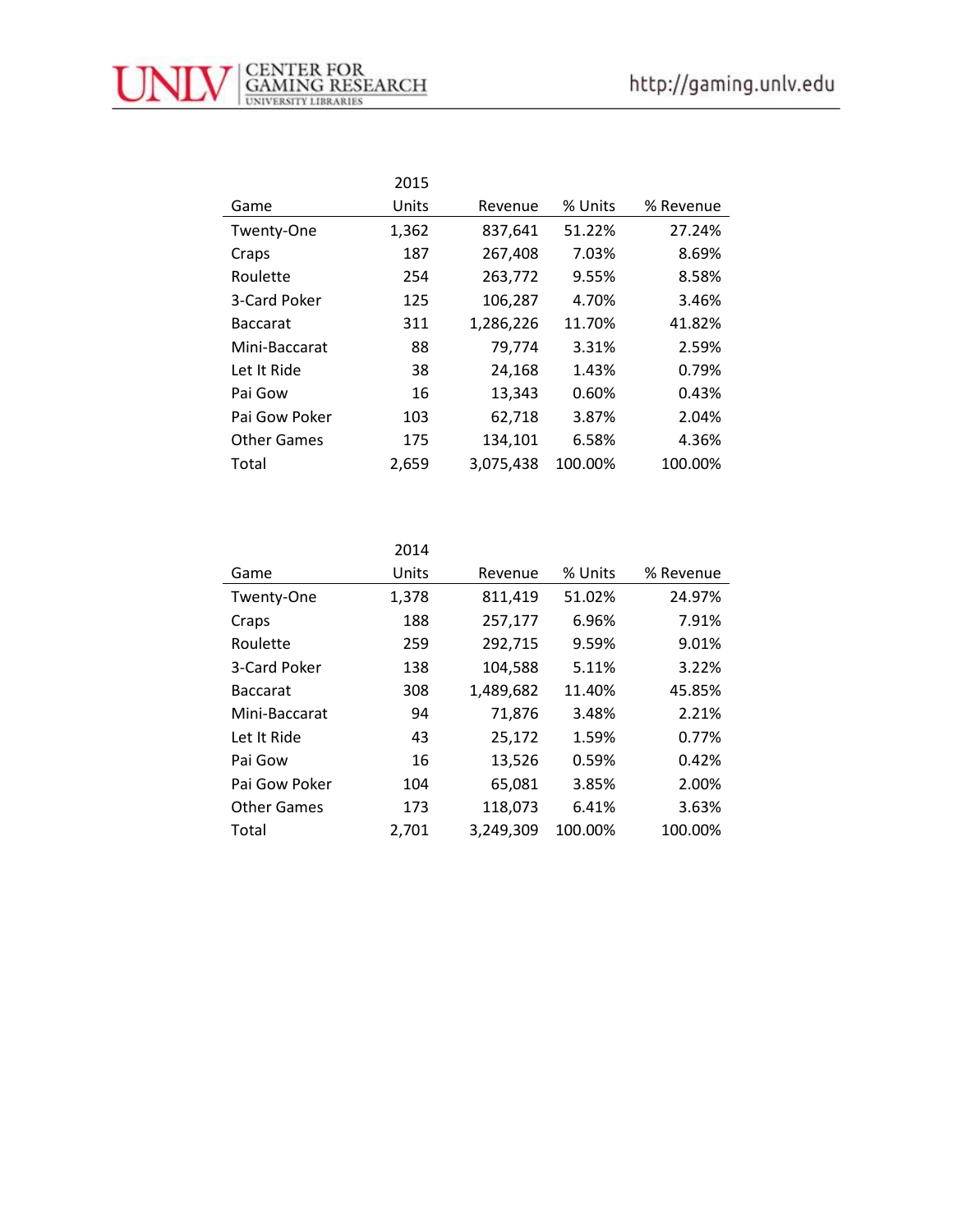| Game | 2015 Units | Revenue | % Units | % Revenue |
|---|---|---|---|---|
| Twenty-One | 1,362 | 837,641 | 51.22% | 27.24% |
| Craps | 187 | 267,408 | 7.03% | 8.69% |
| Roulette | 254 | 263,772 | 9.55% | 8.58% |
| 3-Card Poker | 125 | 106,287 | 4.70% | 3.46% |
| Baccarat | 311 | 1,286,226 | 11.70% | 41.82% |
| Mini-Baccarat | 88 | 79,774 | 3.31% | 2.59% |
| Let It Ride | 38 | 24,168 | 1.43% | 0.79% |
| Pai Gow | 16 | 13,343 | 0.60% | 0.43% |
| Pai Gow Poker | 103 | 62,718 | 3.87% | 2.04% |
| Other Games | 175 | 134,101 | 6.58% | 4.36% |
| Total | 2,659 | 3,075,438 | 100.00% | 100.00% |

| Game | 2014 Units | Revenue | % Units | % Revenue |
|---|---|---|---|---|
| Twenty-One | 1,378 | 811,419 | 51.02% | 24.97% |
| Craps | 188 | 257,177 | 6.96% | 7.91% |
| Roulette | 259 | 292,715 | 9.59% | 9.01% |
| 3-Card Poker | 138 | 104,588 | 5.11% | 3.22% |
| Baccarat | 308 | 1,489,682 | 11.40% | 45.85% |
| Mini-Baccarat | 94 | 71,876 | 3.48% | 2.21% |
| Let It Ride | 43 | 25,172 | 1.59% | 0.77% |
| Pai Gow | 16 | 13,526 | 0.59% | 0.42% |
| Pai Gow Poker | 104 | 65,081 | 3.85% | 2.00% |
| Other Games | 173 | 118,073 | 6.41% | 3.63% |
| Total | 2,701 | 3,249,309 | 100.00% | 100.00% |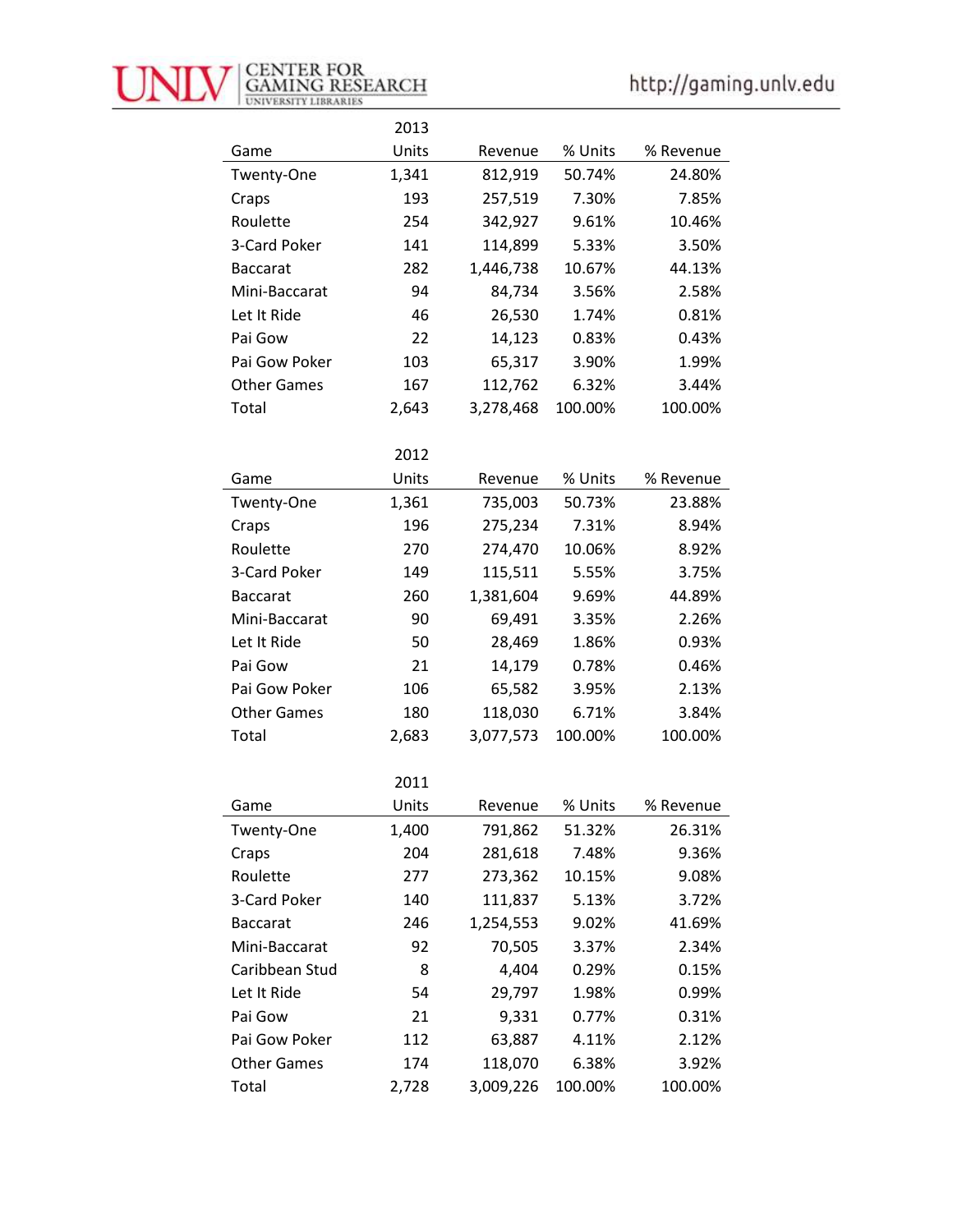| Game | 2013 Units | Revenue | % Units | % Revenue |
|---|---|---|---|---|
| Twenty-One | 1,341 | 812,919 | 50.74% | 24.80% |
| Craps | 193 | 257,519 | 7.30% | 7.85% |
| Roulette | 254 | 342,927 | 9.61% | 10.46% |
| 3-Card Poker | 141 | 114,899 | 5.33% | 3.50% |
| Baccarat | 282 | 1,446,738 | 10.67% | 44.13% |
| Mini-Baccarat | 94 | 84,734 | 3.56% | 2.58% |
| Let It Ride | 46 | 26,530 | 1.74% | 0.81% |
| Pai Gow | 22 | 14,123 | 0.83% | 0.43% |
| Pai Gow Poker | 103 | 65,317 | 3.90% | 1.99% |
| Other Games | 167 | 112,762 | 6.32% | 3.44% |
| Total | 2,643 | 3,278,468 | 100.00% | 100.00% |

| Game | 2012 Units | Revenue | % Units | % Revenue |
|---|---|---|---|---|
| Twenty-One | 1,361 | 735,003 | 50.73% | 23.88% |
| Craps | 196 | 275,234 | 7.31% | 8.94% |
| Roulette | 270 | 274,470 | 10.06% | 8.92% |
| 3-Card Poker | 149 | 115,511 | 5.55% | 3.75% |
| Baccarat | 260 | 1,381,604 | 9.69% | 44.89% |
| Mini-Baccarat | 90 | 69,491 | 3.35% | 2.26% |
| Let It Ride | 50 | 28,469 | 1.86% | 0.93% |
| Pai Gow | 21 | 14,179 | 0.78% | 0.46% |
| Pai Gow Poker | 106 | 65,582 | 3.95% | 2.13% |
| Other Games | 180 | 118,030 | 6.71% | 3.84% |
| Total | 2,683 | 3,077,573 | 100.00% | 100.00% |

| Game | 2011 Units | Revenue | % Units | % Revenue |
|---|---|---|---|---|
| Twenty-One | 1,400 | 791,862 | 51.32% | 26.31% |
| Craps | 204 | 281,618 | 7.48% | 9.36% |
| Roulette | 277 | 273,362 | 10.15% | 9.08% |
| 3-Card Poker | 140 | 111,837 | 5.13% | 3.72% |
| Baccarat | 246 | 1,254,553 | 9.02% | 41.69% |
| Mini-Baccarat | 92 | 70,505 | 3.37% | 2.34% |
| Caribbean Stud | 8 | 4,404 | 0.29% | 0.15% |
| Let It Ride | 54 | 29,797 | 1.98% | 0.99% |
| Pai Gow | 21 | 9,331 | 0.77% | 0.31% |
| Pai Gow Poker | 112 | 63,887 | 4.11% | 2.12% |
| Other Games | 174 | 118,070 | 6.38% | 3.92% |
| Total | 2,728 | 3,009,226 | 100.00% | 100.00% |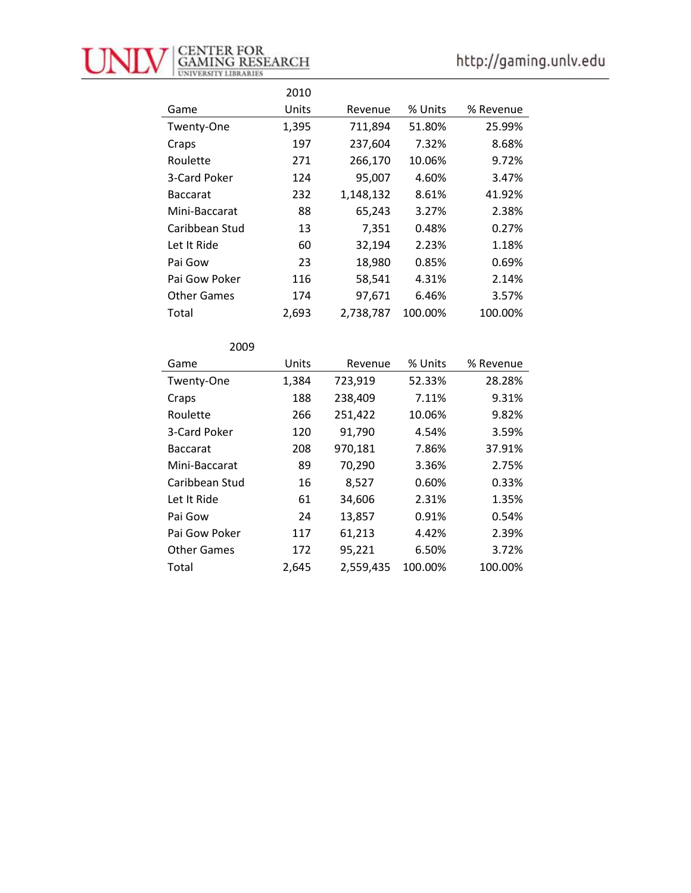| 2010 | | | | |
| --- | --- | --- | --- | --- |
| Game | Units | Revenue | % Units | % Revenue |
| Twenty-One | 1,395 | 711,894 | 51.80% | 25.99% |
| Craps | 197 | 237,604 | 7.32% | 8.68% |
| Roulette | 271 | 266,170 | 10.06% | 9.72% |
| 3-Card Poker | 124 | 95,007 | 4.60% | 3.47% |
| Baccarat | 232 | 1,148,132 | 8.61% | 41.92% |
| Mini-Baccarat | 88 | 65,243 | 3.27% | 2.38% |
| Caribbean Stud | 13 | 7,351 | 0.48% | 0.27% |
| Let It Ride | 60 | 32,194 | 2.23% | 1.18% |
| Pai Gow | 23 | 18,980 | 0.85% | 0.69% |
| Pai Gow Poker | 116 | 58,541 | 4.31% | 2.14% |
| Other Games | 174 | 97,671 | 6.46% | 3.57% |
| Total | 2,693 | 2,738,787 | 100.00% | 100.00% |

| 2009 | | | | |
| --- | --- | --- | --- | --- |
| Game | Units | Revenue | % Units | % Revenue |
| Twenty-One | 1,384 | 723,919 | 52.33% | 28.28% |
| Craps | 188 | 238,409 | 7.11% | 9.31% |
| Roulette | 266 | 251,422 | 10.06% | 9.82% |
| 3-Card Poker | 120 | 91,790 | 4.54% | 3.59% |
| Baccarat | 208 | 970,181 | 7.86% | 37.91% |
| Mini-Baccarat | 89 | 70,290 | 3.36% | 2.75% |
| Caribbean Stud | 16 | 8,527 | 0.60% | 0.33% |
| Let It Ride | 61 | 34,606 | 2.31% | 1.35% |
| Pai Gow | 24 | 13,857 | 0.91% | 0.54% |
| Pai Gow Poker | 117 | 61,213 | 4.42% | 2.39% |
| Other Games | 172 | 95,221 | 6.50% | 3.72% |
| Total | 2,645 | 2,559,435 | 100.00% | 100.00% |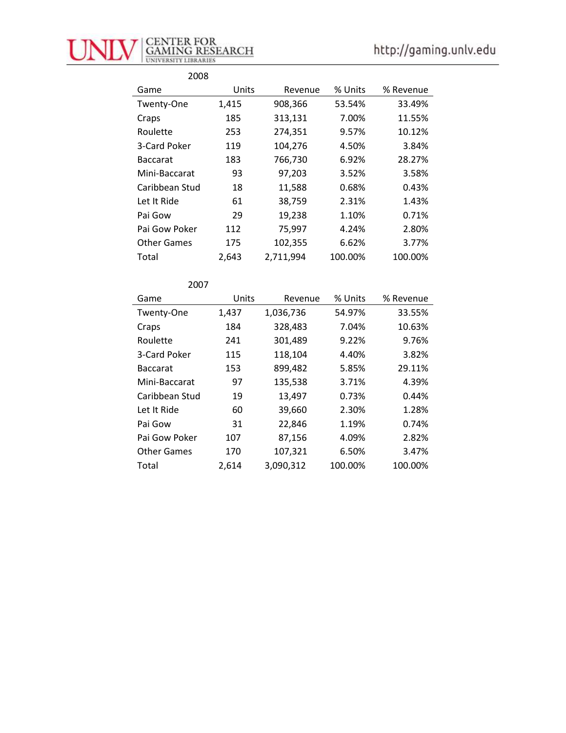2008

| Game | Units | Revenue | % Units | % Revenue |
|---|---|---|---|---|
| Twenty-One | 1,415 | 908,366 | 53.54% | 33.49% |
| Craps | 185 | 313,131 | 7.00% | 11.55% |
| Roulette | 253 | 274,351 | 9.57% | 10.12% |
| 3-Card Poker | 119 | 104,276 | 4.50% | 3.84% |
| Baccarat | 183 | 766,730 | 6.92% | 28.27% |
| Mini-Baccarat | 93 | 97,203 | 3.52% | 3.58% |
| Caribbean Stud | 18 | 11,588 | 0.68% | 0.43% |
| Let It Ride | 61 | 38,759 | 2.31% | 1.43% |
| Pai Gow | 29 | 19,238 | 1.10% | 0.71% |
| Pai Gow Poker | 112 | 75,997 | 4.24% | 2.80% |
| Other Games | 175 | 102,355 | 6.62% | 3.77% |
| Total | 2,643 | 2,711,994 | 100.00% | 100.00% |

2007

| Game | Units | Revenue | % Units | % Revenue |
|---|---|---|---|---|
| Twenty-One | 1,437 | 1,036,736 | 54.97% | 33.55% |
| Craps | 184 | 328,483 | 7.04% | 10.63% |
| Roulette | 241 | 301,489 | 9.22% | 9.76% |
| 3-Card Poker | 115 | 118,104 | 4.40% | 3.82% |
| Baccarat | 153 | 899,482 | 5.85% | 29.11% |
| Mini-Baccarat | 97 | 135,538 | 3.71% | 4.39% |
| Caribbean Stud | 19 | 13,497 | 0.73% | 0.44% |
| Let It Ride | 60 | 39,660 | 2.30% | 1.28% |
| Pai Gow | 31 | 22,846 | 1.19% | 0.74% |
| Pai Gow Poker | 107 | 87,156 | 4.09% | 2.82% |
| Other Games | 170 | 107,321 | 6.50% | 3.47% |
| Total | 2,614 | 3,090,312 | 100.00% | 100.00% |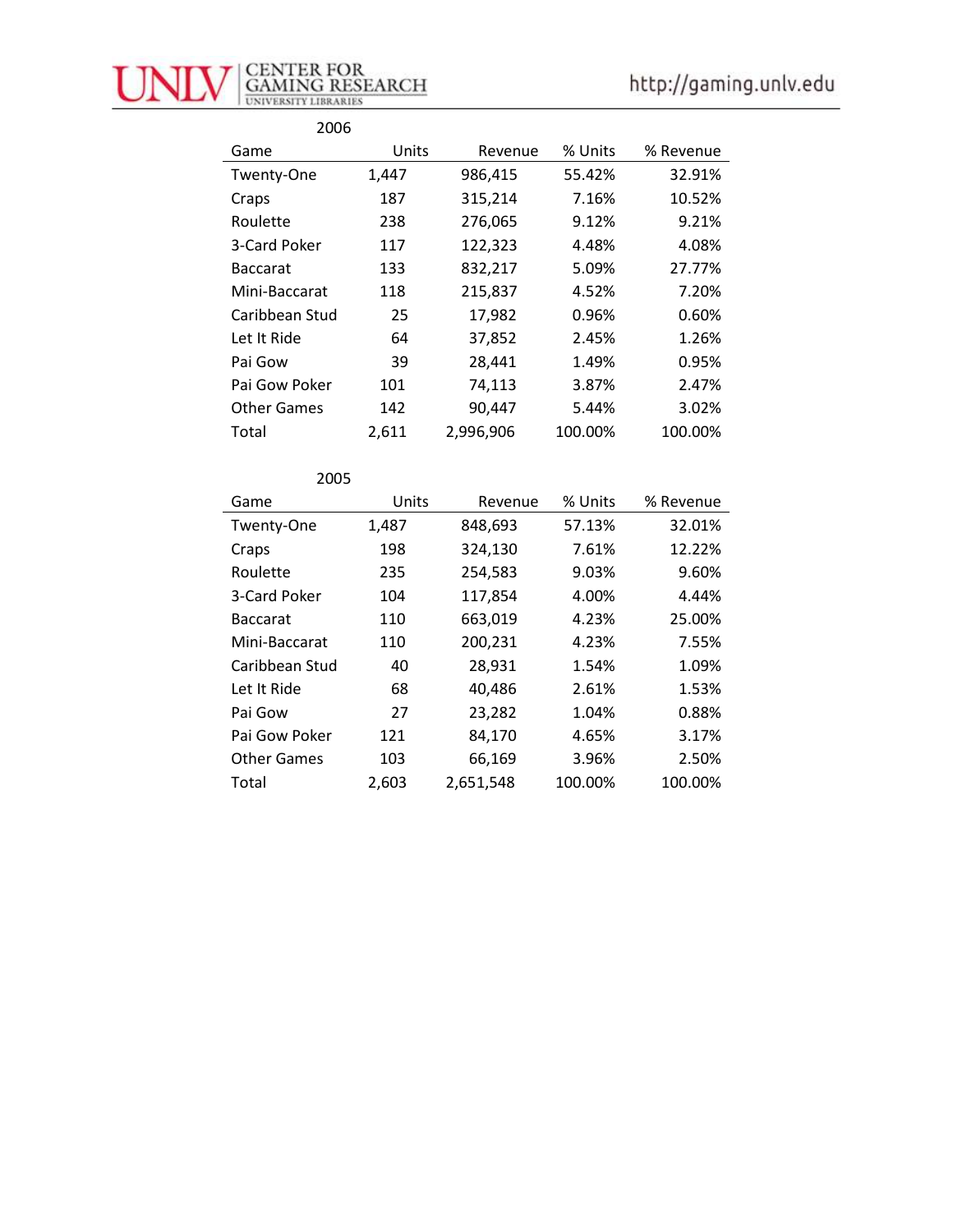2006

| Game | Units | Revenue | % Units | % Revenue |
|---|---|---|---|---|
| Twenty-One | 1,447 | 986,415 | 55.42% | 32.91% |
| Craps | 187 | 315,214 | 7.16% | 10.52% |
| Roulette | 238 | 276,065 | 9.12% | 9.21% |
| 3-Card Poker | 117 | 122,323 | 4.48% | 4.08% |
| Baccarat | 133 | 832,217 | 5.09% | 27.77% |
| Mini-Baccarat | 118 | 215,837 | 4.52% | 7.20% |
| Caribbean Stud | 25 | 17,982 | 0.96% | 0.60% |
| Let It Ride | 64 | 37,852 | 2.45% | 1.26% |
| Pai Gow | 39 | 28,441 | 1.49% | 0.95% |
| Pai Gow Poker | 101 | 74,113 | 3.87% | 2.47% |
| Other Games | 142 | 90,447 | 5.44% | 3.02% |
| Total | 2,611 | 2,996,906 | 100.00% | 100.00% |

2005

| Game | Units | Revenue | % Units | % Revenue |
|---|---|---|---|---|
| Twenty-One | 1,487 | 848,693 | 57.13% | 32.01% |
| Craps | 198 | 324,130 | 7.61% | 12.22% |
| Roulette | 235 | 254,583 | 9.03% | 9.60% |
| 3-Card Poker | 104 | 117,854 | 4.00% | 4.44% |
| Baccarat | 110 | 663,019 | 4.23% | 25.00% |
| Mini-Baccarat | 110 | 200,231 | 4.23% | 7.55% |
| Caribbean Stud | 40 | 28,931 | 1.54% | 1.09% |
| Let It Ride | 68 | 40,486 | 2.61% | 1.53% |
| Pai Gow | 27 | 23,282 | 1.04% | 0.88% |
| Pai Gow Poker | 121 | 84,170 | 4.65% | 3.17% |
| Other Games | 103 | 66,169 | 3.96% | 2.50% |
| Total | 2,603 | 2,651,548 | 100.00% | 100.00% |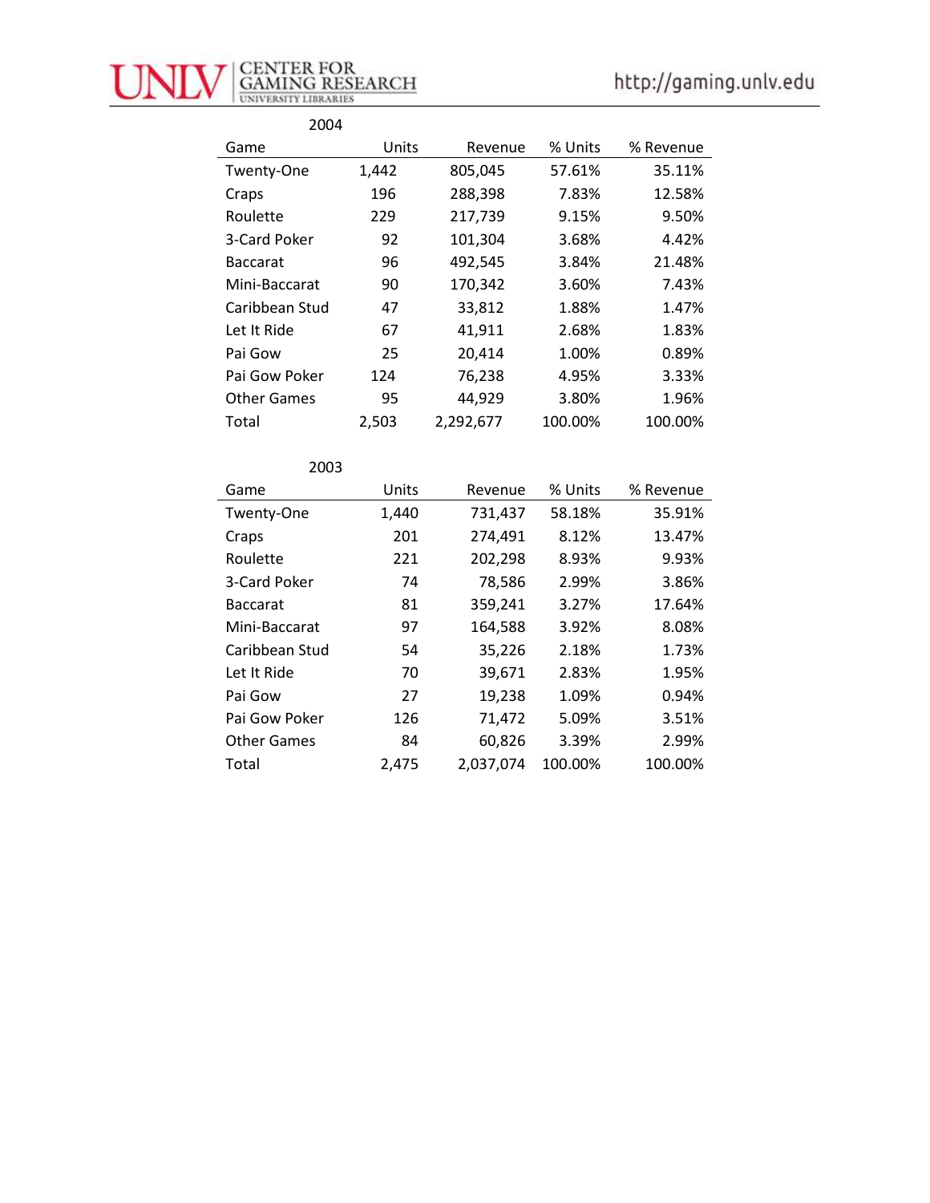2004

| Game | Units | Revenue | % Units | % Revenue |
|---|---|---|---|---|
| Twenty-One | 1,442 | 805,045 | 57.61% | 35.11% |
| Craps | 196 | 288,398 | 7.83% | 12.58% |
| Roulette | 229 | 217,739 | 9.15% | 9.50% |
| 3-Card Poker | 92 | 101,304 | 3.68% | 4.42% |
| Baccarat | 96 | 492,545 | 3.84% | 21.48% |
| Mini-Baccarat | 90 | 170,342 | 3.60% | 7.43% |
| Caribbean Stud | 47 | 33,812 | 1.88% | 1.47% |
| Let It Ride | 67 | 41,911 | 2.68% | 1.83% |
| Pai Gow | 25 | 20,414 | 1.00% | 0.89% |
| Pai Gow Poker | 124 | 76,238 | 4.95% | 3.33% |
| Other Games | 95 | 44,929 | 3.80% | 1.96% |
| Total | 2,503 | 2,292,677 | 100.00% | 100.00% |

2003

| Game | Units | Revenue | % Units | % Revenue |
|---|---|---|---|---|
| Twenty-One | 1,440 | 731,437 | 58.18% | 35.91% |
| Craps | 201 | 274,491 | 8.12% | 13.47% |
| Roulette | 221 | 202,298 | 8.93% | 9.93% |
| 3-Card Poker | 74 | 78,586 | 2.99% | 3.86% |
| Baccarat | 81 | 359,241 | 3.27% | 17.64% |
| Mini-Baccarat | 97 | 164,588 | 3.92% | 8.08% |
| Caribbean Stud | 54 | 35,226 | 2.18% | 1.73% |
| Let It Ride | 70 | 39,671 | 2.83% | 1.95% |
| Pai Gow | 27 | 19,238 | 1.09% | 0.94% |
| Pai Gow Poker | 126 | 71,472 | 5.09% | 3.51% |
| Other Games | 84 | 60,826 | 3.39% | 2.99% |
| Total | 2,475 | 2,037,074 | 100.00% | 100.00% |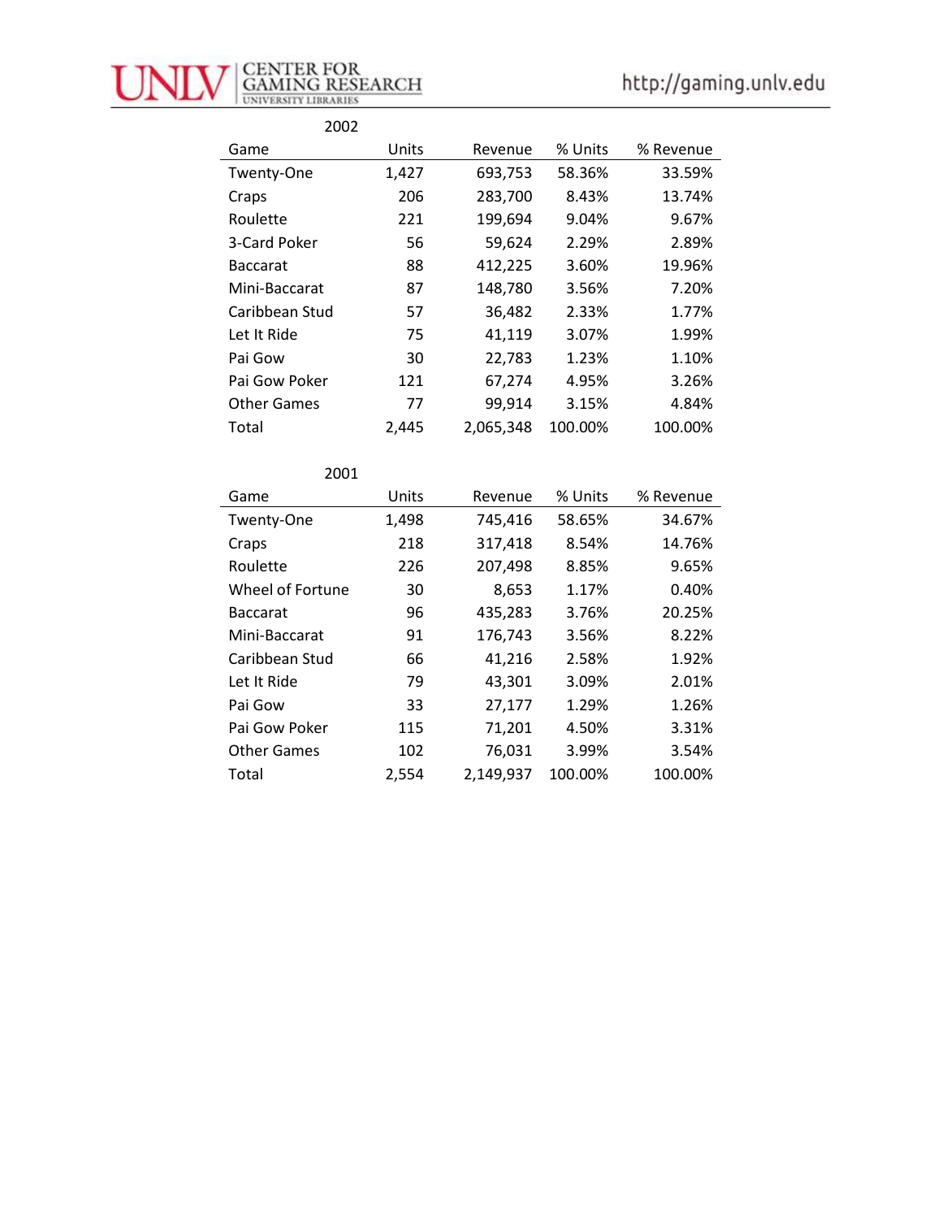## 2002

| Game | Units | Revenue | % Units | % Revenue |
|---|---|---|---|---|
| Twenty-One | 1,427 | 693,753 | 58.36% | 33.59% |
| Craps | 206 | 283,700 | 8.43% | 13.74% |
| Roulette | 221 | 199,694 | 9.04% | 9.67% |
| 3-Card Poker | 56 | 59,624 | 2.29% | 2.89% |
| Baccarat | 88 | 412,225 | 3.60% | 19.96% |
| Mini-Baccarat | 87 | 148,780 | 3.56% | 7.20% |
| Caribbean Stud | 57 | 36,482 | 2.33% | 1.77% |
| Let It Ride | 75 | 41,119 | 3.07% | 1.99% |
| Pai Gow | 30 | 22,783 | 1.23% | 1.10% |
| Pai Gow Poker | 121 | 67,274 | 4.95% | 3.26% |
| Other Games | 77 | 99,914 | 3.15% | 4.84% |
| Total | 2,445 | 2,065,348 | 100.00% | 100.00% |

## 2001

| Game | Units | Revenue | % Units | % Revenue |
|---|---|---|---|---|
| Twenty-One | 1,498 | 745,416 | 58.65% | 34.67% |
| Craps | 218 | 317,418 | 8.54% | 14.76% |
| Roulette | 226 | 207,498 | 8.85% | 9.65% |
| Wheel of Fortune | 30 | 8,653 | 1.17% | 0.40% |
| Baccarat | 96 | 435,283 | 3.76% | 20.25% |
| Mini-Baccarat | 91 | 176,743 | 3.56% | 8.22% |
| Caribbean Stud | 66 | 41,216 | 2.58% | 1.92% |
| Let It Ride | 79 | 43,301 | 3.09% | 2.01% |
| Pai Gow | 33 | 27,177 | 1.29% | 1.26% |
| Pai Gow Poker | 115 | 71,201 | 4.50% | 3.31% |
| Other Games | 102 | 76,031 | 3.99% | 3.54% |
| Total | 2,554 | 2,149,937 | 100.00% | 100.00% |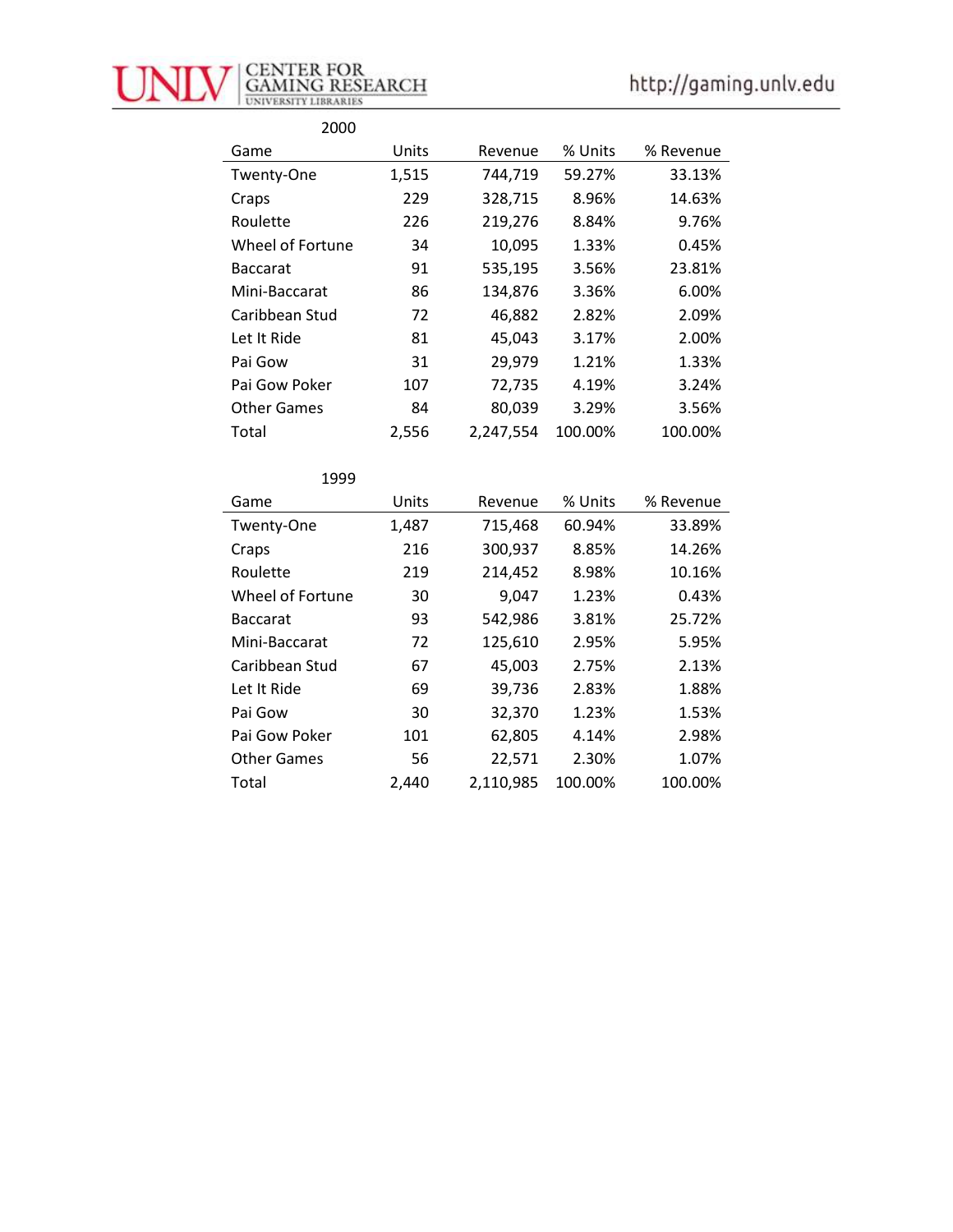2000

| Game | Units | Revenue | % Units | % Revenue |
|---|---|---|---|---|
| Twenty-One | 1,515 | 744,719 | 59.27% | 33.13% |
| Craps | 229 | 328,715 | 8.96% | 14.63% |
| Roulette | 226 | 219,276 | 8.84% | 9.76% |
| Wheel of Fortune | 34 | 10,095 | 1.33% | 0.45% |
| Baccarat | 91 | 535,195 | 3.56% | 23.81% |
| Mini-Baccarat | 86 | 134,876 | 3.36% | 6.00% |
| Caribbean Stud | 72 | 46,882 | 2.82% | 2.09% |
| Let It Ride | 81 | 45,043 | 3.17% | 2.00% |
| Pai Gow | 31 | 29,979 | 1.21% | 1.33% |
| Pai Gow Poker | 107 | 72,735 | 4.19% | 3.24% |
| Other Games | 84 | 80,039 | 3.29% | 3.56% |
| Total | 2,556 | 2,247,554 | 100.00% | 100.00% |

1999

| Game | Units | Revenue | % Units | % Revenue |
|---|---|---|---|---|
| Twenty-One | 1,487 | 715,468 | 60.94% | 33.89% |
| Craps | 216 | 300,937 | 8.85% | 14.26% |
| Roulette | 219 | 214,452 | 8.98% | 10.16% |
| Wheel of Fortune | 30 | 9,047 | 1.23% | 0.43% |
| Baccarat | 93 | 542,986 | 3.81% | 25.72% |
| Mini-Baccarat | 72 | 125,610 | 2.95% | 5.95% |
| Caribbean Stud | 67 | 45,003 | 2.75% | 2.13% |
| Let It Ride | 69 | 39,736 | 2.83% | 1.88% |
| Pai Gow | 30 | 32,370 | 1.23% | 1.53% |
| Pai Gow Poker | 101 | 62,805 | 4.14% | 2.98% |
| Other Games | 56 | 22,571 | 2.30% | 1.07% |
| Total | 2,440 | 2,110,985 | 100.00% | 100.00% |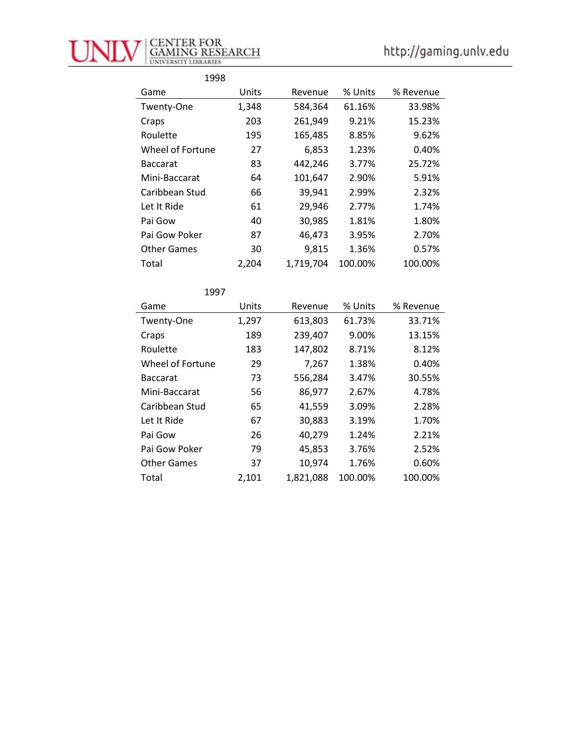1998

| Game | Units | Revenue | % Units | % Revenue |
|---|---|---|---|---|
| Twenty-One | 1,348 | 584,364 | 61.16% | 33.98% |
| Craps | 203 | 261,949 | 9.21% | 15.23% |
| Roulette | 195 | 165,485 | 8.85% | 9.62% |
| Wheel of Fortune | 27 | 6,853 | 1.23% | 0.40% |
| Baccarat | 83 | 442,246 | 3.77% | 25.72% |
| Mini-Baccarat | 64 | 101,647 | 2.90% | 5.91% |
| Caribbean Stud | 66 | 39,941 | 2.99% | 2.32% |
| Let It Ride | 61 | 29,946 | 2.77% | 1.74% |
| Pai Gow | 40 | 30,985 | 1.81% | 1.80% |
| Pai Gow Poker | 87 | 46,473 | 3.95% | 2.70% |
| Other Games | 30 | 9,815 | 1.36% | 0.57% |
| Total | 2,204 | 1,719,704 | 100.00% | 100.00% |

1997

| Game | Units | Revenue | % Units | % Revenue |
|---|---|---|---|---|
| Twenty-One | 1,297 | 613,803 | 61.73% | 33.71% |
| Craps | 189 | 239,407 | 9.00% | 13.15% |
| Roulette | 183 | 147,802 | 8.71% | 8.12% |
| Wheel of Fortune | 29 | 7,267 | 1.38% | 0.40% |
| Baccarat | 73 | 556,284 | 3.47% | 30.55% |
| Mini-Baccarat | 56 | 86,977 | 2.67% | 4.78% |
| Caribbean Stud | 65 | 41,559 | 3.09% | 2.28% |
| Let It Ride | 67 | 30,883 | 3.19% | 1.70% |
| Pai Gow | 26 | 40,279 | 1.24% | 2.21% |
| Pai Gow Poker | 79 | 45,853 | 3.76% | 2.52% |
| Other Games | 37 | 10,974 | 1.76% | 0.60% |
| Total | 2,101 | 1,821,088 | 100.00% | 100.00% |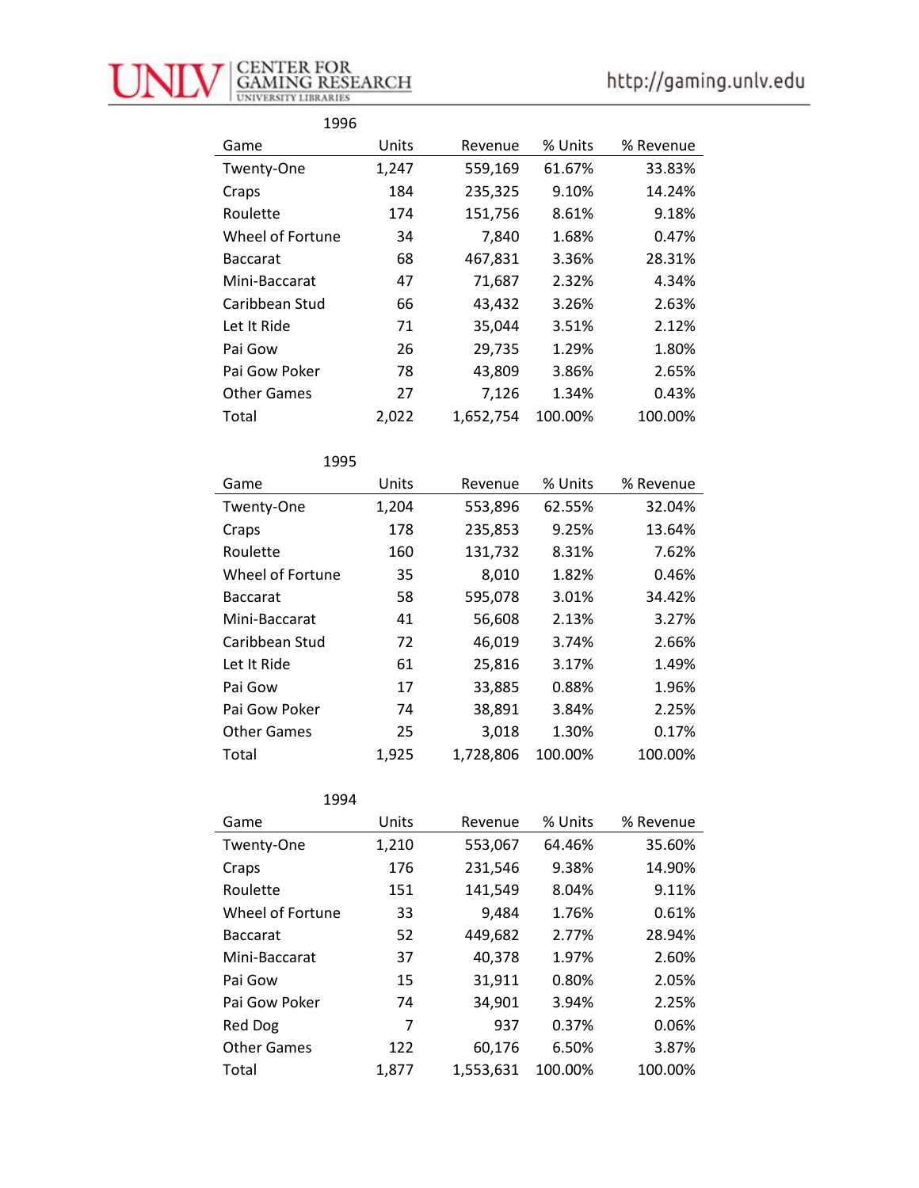1996

| Game | Units | Revenue | % Units | % Revenue |
|---|---|---|---|---|
| Twenty-One | 1,247 | 559,169 | 61.67% | 33.83% |
| Craps | 184 | 235,325 | 9.10% | 14.24% |
| Roulette | 174 | 151,756 | 8.61% | 9.18% |
| Wheel of Fortune | 34 | 7,840 | 1.68% | 0.47% |
| Baccarat | 68 | 467,831 | 3.36% | 28.31% |
| Mini-Baccarat | 47 | 71,687 | 2.32% | 4.34% |
| Caribbean Stud | 66 | 43,432 | 3.26% | 2.63% |
| Let It Ride | 71 | 35,044 | 3.51% | 2.12% |
| Pai Gow | 26 | 29,735 | 1.29% | 1.80% |
| Pai Gow Poker | 78 | 43,809 | 3.86% | 2.65% |
| Other Games | 27 | 7,126 | 1.34% | 0.43% |
| Total | 2,022 | 1,652,754 | 100.00% | 100.00% |

1995

| Game | Units | Revenue | % Units | % Revenue |
|---|---|---|---|---|
| Twenty-One | 1,204 | 553,896 | 62.55% | 32.04% |
| Craps | 178 | 235,853 | 9.25% | 13.64% |
| Roulette | 160 | 131,732 | 8.31% | 7.62% |
| Wheel of Fortune | 35 | 8,010 | 1.82% | 0.46% |
| Baccarat | 58 | 595,078 | 3.01% | 34.42% |
| Mini-Baccarat | 41 | 56,608 | 2.13% | 3.27% |
| Caribbean Stud | 72 | 46,019 | 3.74% | 2.66% |
| Let It Ride | 61 | 25,816 | 3.17% | 1.49% |
| Pai Gow | 17 | 33,885 | 0.88% | 1.96% |
| Pai Gow Poker | 74 | 38,891 | 3.84% | 2.25% |
| Other Games | 25 | 3,018 | 1.30% | 0.17% |
| Total | 1,925 | 1,728,806 | 100.00% | 100.00% |

1994

| Game | Units | Revenue | % Units | % Revenue |
|---|---|---|---|---|
| Twenty-One | 1,210 | 553,067 | 64.46% | 35.60% |
| Craps | 176 | 231,546 | 9.38% | 14.90% |
| Roulette | 151 | 141,549 | 8.04% | 9.11% |
| Wheel of Fortune | 33 | 9,484 | 1.76% | 0.61% |
| Baccarat | 52 | 449,682 | 2.77% | 28.94% |
| Mini-Baccarat | 37 | 40,378 | 1.97% | 2.60% |
| Pai Gow | 15 | 31,911 | 0.80% | 2.05% |
| Pai Gow Poker | 74 | 34,901 | 3.94% | 2.25% |
| Red Dog | 7 | 937 | 0.37% | 0.06% |
| Other Games | 122 | 60,176 | 6.50% | 3.87% |
| Total | 1,877 | 1,553,631 | 100.00% | 100.00% |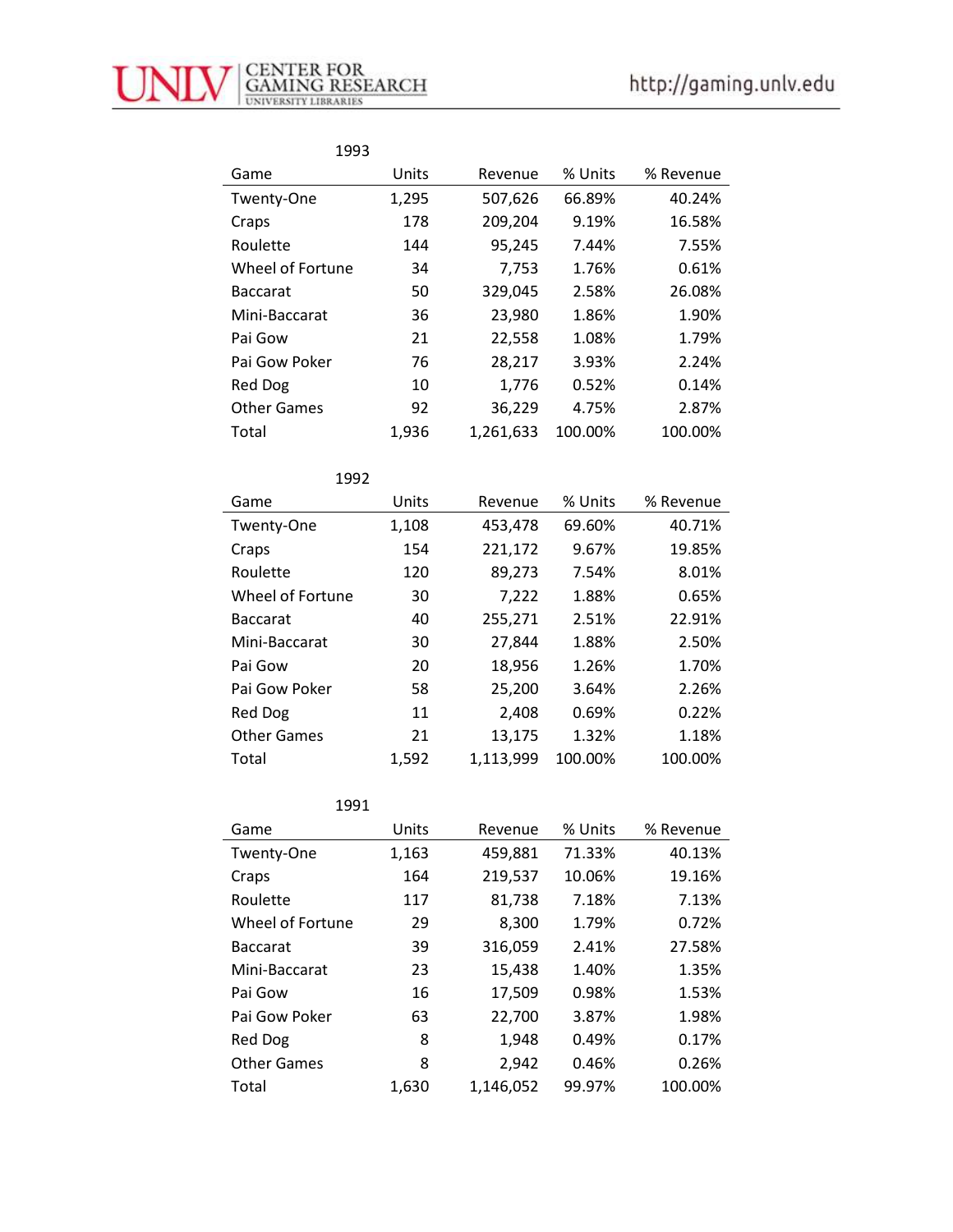## 1993

| Game | Units | Revenue | % Units | % Revenue |
|---|---|---|---|---|
| Twenty-One | 1,295 | 507,626 | 66.89% | 40.24% |
| Craps | 178 | 209,204 | 9.19% | 16.58% |
| Roulette | 144 | 95,245 | 7.44% | 7.55% |
| Wheel of Fortune | 34 | 7,753 | 1.76% | 0.61% |
| Baccarat | 50 | 329,045 | 2.58% | 26.08% |
| Mini-Baccarat | 36 | 23,980 | 1.86% | 1.90% |
| Pai Gow | 21 | 22,558 | 1.08% | 1.79% |
| Pai Gow Poker | 76 | 28,217 | 3.93% | 2.24% |
| Red Dog | 10 | 1,776 | 0.52% | 0.14% |
| Other Games | 92 | 36,229 | 4.75% | 2.87% |
| Total | 1,936 | 1,261,633 | 100.00% | 100.00% |

## 1992

| Game | Units | Revenue | % Units | % Revenue |
|---|---|---|---|---|
| Twenty-One | 1,108 | 453,478 | 69.60% | 40.71% |
| Craps | 154 | 221,172 | 9.67% | 19.85% |
| Roulette | 120 | 89,273 | 7.54% | 8.01% |
| Wheel of Fortune | 30 | 7,222 | 1.88% | 0.65% |
| Baccarat | 40 | 255,271 | 2.51% | 22.91% |
| Mini-Baccarat | 30 | 27,844 | 1.88% | 2.50% |
| Pai Gow | 20 | 18,956 | 1.26% | 1.70% |
| Pai Gow Poker | 58 | 25,200 | 3.64% | 2.26% |
| Red Dog | 11 | 2,408 | 0.69% | 0.22% |
| Other Games | 21 | 13,175 | 1.32% | 1.18% |
| Total | 1,592 | 1,113,999 | 100.00% | 100.00% |

## 1991

| Game | Units | Revenue | % Units | % Revenue |
|---|---|---|---|---|
| Twenty-One | 1,163 | 459,881 | 71.33% | 40.13% |
| Craps | 164 | 219,537 | 10.06% | 19.16% |
| Roulette | 117 | 81,738 | 7.18% | 7.13% |
| Wheel of Fortune | 29 | 8,300 | 1.79% | 0.72% |
| Baccarat | 39 | 316,059 | 2.41% | 27.58% |
| Mini-Baccarat | 23 | 15,438 | 1.40% | 1.35% |
| Pai Gow | 16 | 17,509 | 0.98% | 1.53% |
| Pai Gow Poker | 63 | 22,700 | 3.87% | 1.98% |
| Red Dog | 8 | 1,948 | 0.49% | 0.17% |
| Other Games | 8 | 2,942 | 0.46% | 0.26% |
| Total | 1,630 | 1,146,052 | 99.97% | 100.00% |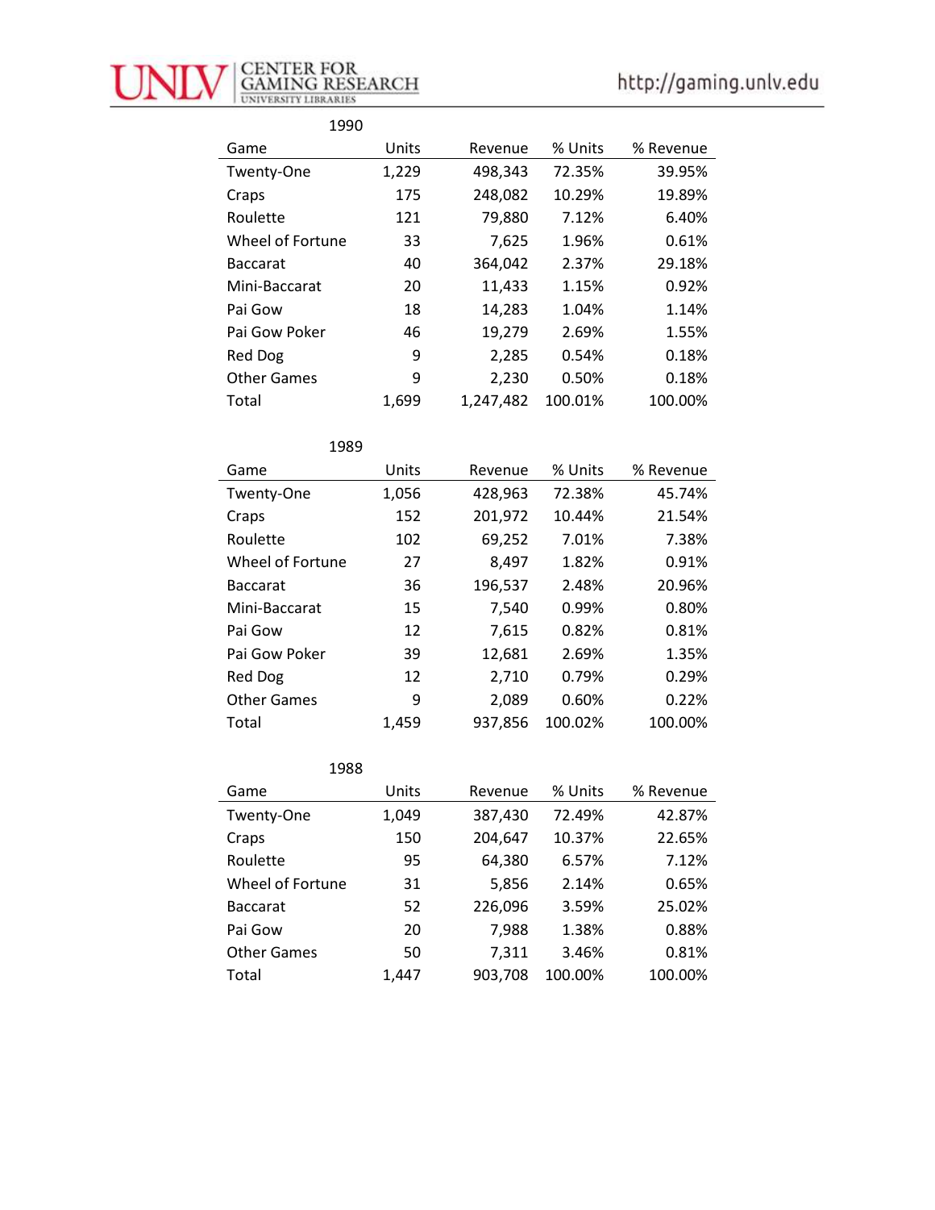### 1990

| Game | Units | Revenue | % Units | % Revenue |
|---|---|---|---|---|
| Twenty-One | 1,229 | 498,343 | 72.35% | 39.95% |
| Craps | 175 | 248,082 | 10.29% | 19.89% |
| Roulette | 121 | 79,880 | 7.12% | 6.40% |
| Wheel of Fortune | 33 | 7,625 | 1.96% | 0.61% |
| Baccarat | 40 | 364,042 | 2.37% | 29.18% |
| Mini-Baccarat | 20 | 11,433 | 1.15% | 0.92% |
| Pai Gow | 18 | 14,283 | 1.04% | 1.14% |
| Pai Gow Poker | 46 | 19,279 | 2.69% | 1.55% |
| Red Dog | 9 | 2,285 | 0.54% | 0.18% |
| Other Games | 9 | 2,230 | 0.50% | 0.18% |
| Total | 1,699 | 1,247,482 | 100.01% | 100.00% |

### 1989

| Game | Units | Revenue | % Units | % Revenue |
|---|---|---|---|---|
| Twenty-One | 1,056 | 428,963 | 72.38% | 45.74% |
| Craps | 152 | 201,972 | 10.44% | 21.54% |
| Roulette | 102 | 69,252 | 7.01% | 7.38% |
| Wheel of Fortune | 27 | 8,497 | 1.82% | 0.91% |
| Baccarat | 36 | 196,537 | 2.48% | 20.96% |
| Mini-Baccarat | 15 | 7,540 | 0.99% | 0.80% |
| Pai Gow | 12 | 7,615 | 0.82% | 0.81% |
| Pai Gow Poker | 39 | 12,681 | 2.69% | 1.35% |
| Red Dog | 12 | 2,710 | 0.79% | 0.29% |
| Other Games | 9 | 2,089 | 0.60% | 0.22% |
| Total | 1,459 | 937,856 | 100.02% | 100.00% |

### 1988

| Game | Units | Revenue | % Units | % Revenue |
|---|---|---|---|---|
| Twenty-One | 1,049 | 387,430 | 72.49% | 42.87% |
| Craps | 150 | 204,647 | 10.37% | 22.65% |
| Roulette | 95 | 64,380 | 6.57% | 7.12% |
| Wheel of Fortune | 31 | 5,856 | 2.14% | 0.65% |
| Baccarat | 52 | 226,096 | 3.59% | 25.02% |
| Pai Gow | 20 | 7,988 | 1.38% | 0.88% |
| Other Games | 50 | 7,311 | 3.46% | 0.81% |
| Total | 1,447 | 903,708 | 100.00% | 100.00% |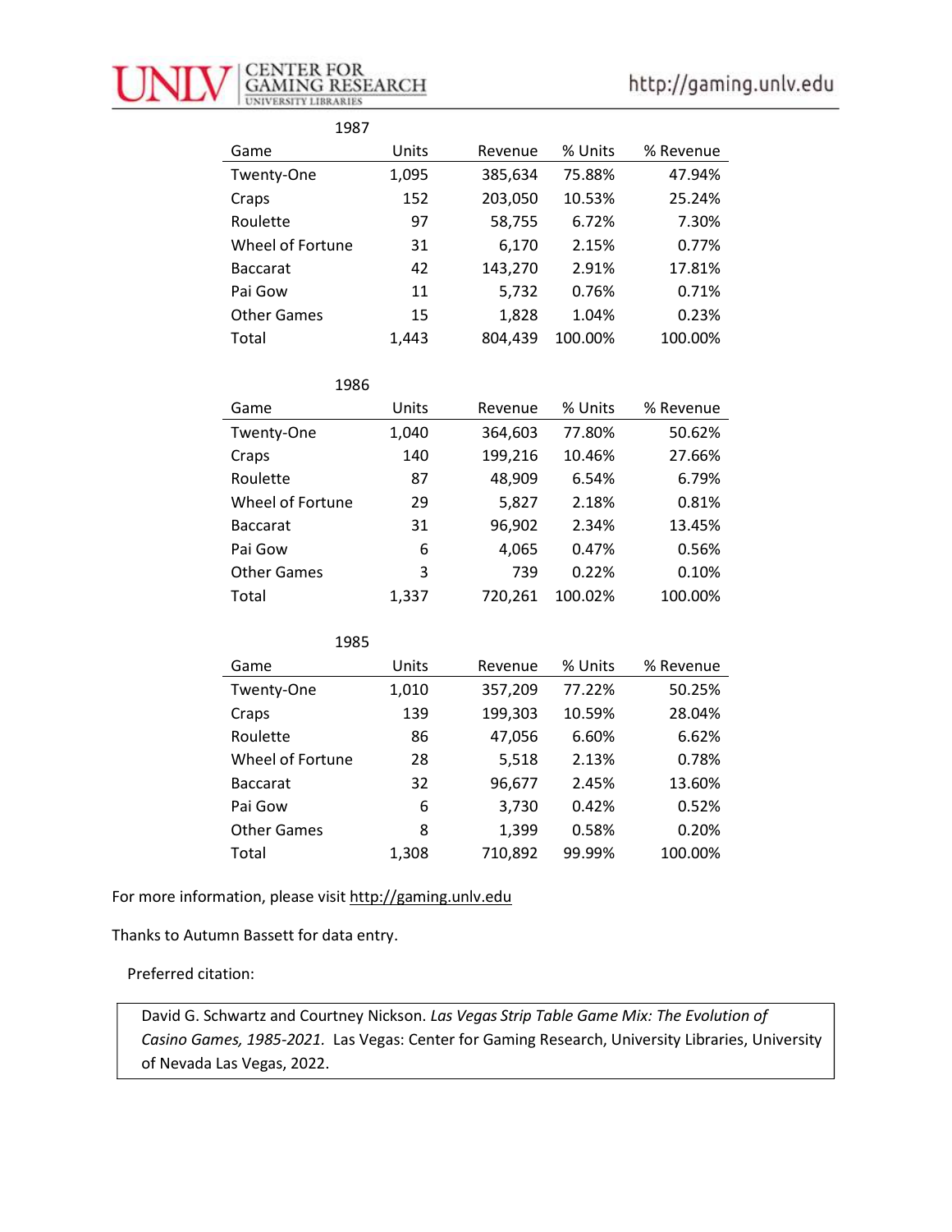1987

| Game | Units | Revenue | % Units | % Revenue |
|---|---|---|---|---|
| Twenty-One | 1,095 | 385,634 | 75.88% | 47.94% |
| Craps | 152 | 203,050 | 10.53% | 25.24% |
| Roulette | 97 | 58,755 | 6.72% | 7.30% |
| Wheel of Fortune | 31 | 6,170 | 2.15% | 0.77% |
| Baccarat | 42 | 143,270 | 2.91% | 17.81% |
| Pai Gow | 11 | 5,732 | 0.76% | 0.71% |
| Other Games | 15 | 1,828 | 1.04% | 0.23% |
| Total | 1,443 | 804,439 | 100.00% | 100.00% |

1986

| Game | Units | Revenue | % Units | % Revenue |
|---|---|---|---|---|
| Twenty-One | 1,040 | 364,603 | 77.80% | 50.62% |
| Craps | 140 | 199,216 | 10.46% | 27.66% |
| Roulette | 87 | 48,909 | 6.54% | 6.79% |
| Wheel of Fortune | 29 | 5,827 | 2.18% | 0.81% |
| Baccarat | 31 | 96,902 | 2.34% | 13.45% |
| Pai Gow | 6 | 4,065 | 0.47% | 0.56% |
| Other Games | 3 | 739 | 0.22% | 0.10% |
| Total | 1,337 | 720,261 | 100.02% | 100.00% |

1985

| Game | Units | Revenue | % Units | % Revenue |
|---|---|---|---|---|
| Twenty-One | 1,010 | 357,209 | 77.22% | 50.25% |
| Craps | 139 | 199,303 | 10.59% | 28.04% |
| Roulette | 86 | 47,056 | 6.60% | 6.62% |
| Wheel of Fortune | 28 | 5,518 | 2.13% | 0.78% |
| Baccarat | 32 | 96,677 | 2.45% | 13.60% |
| Pai Gow | 6 | 3,730 | 0.42% | 0.52% |
| Other Games | 8 | 1,399 | 0.58% | 0.20% |
| Total | 1,308 | 710,892 | 99.99% | 100.00% |

For more information, please visit http://gaming.unlv.edu

Thanks to Autumn Bassett for data entry.

Preferred citation:

David G. Schwartz and Courtney Nickson. *Las Vegas Strip Table Game Mix: The Evolution of Casino Games, 1985-2021*. Las Vegas: Center for Gaming Research, University Libraries, University of Nevada Las Vegas, 2022.